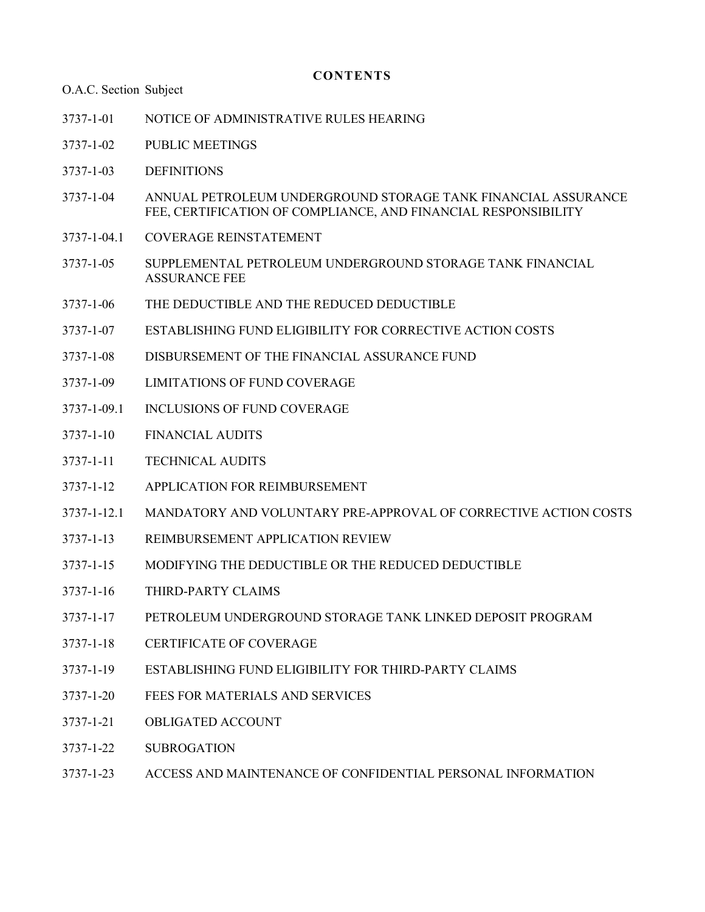# CONTENTS

| O.A.C. Section | Subject |
| --- | --- |
| 3737-1-01 | NOTICE OF ADMINISTRATIVE RULES HEARING |
| 3737-1-02 | PUBLIC MEETINGS |
| 3737-1-03 | DEFINITIONS |
| 3737-1-04 | ANNUAL PETROLEUM UNDERGROUND STORAGE TANK FINANCIAL ASSURANCE FEE, CERTIFICATION OF COMPLIANCE, AND FINANCIAL RESPONSIBILITY |
| 3737-1-04.1 | COVERAGE REINSTATEMENT |
| 3737-1-05 | SUPPLEMENTAL PETROLEUM UNDERGROUND STORAGE TANK FINANCIAL ASSURANCE FEE |
| 3737-1-06 | THE DEDUCTIBLE AND THE REDUCED DEDUCTIBLE |
| 3737-1-07 | ESTABLISHING FUND ELIGIBILITY FOR CORRECTIVE ACTION COSTS |
| 3737-1-08 | DISBURSEMENT OF THE FINANCIAL ASSURANCE FUND |
| 3737-1-09 | LIMITATIONS OF FUND COVERAGE |
| 3737-1-09.1 | INCLUSIONS OF FUND COVERAGE |
| 3737-1-10 | FINANCIAL AUDITS |
| 3737-1-11 | TECHNICAL AUDITS |
| 3737-1-12 | APPLICATION FOR REIMBURSEMENT |
| 3737-1-12.1 | MANDATORY AND VOLUNTARY PRE-APPROVAL OF CORRECTIVE ACTION COSTS |
| 3737-1-13 | REIMBURSEMENT APPLICATION REVIEW |
| 3737-1-15 | MODIFYING THE DEDUCTIBLE OR THE REDUCED DEDUCTIBLE |
| 3737-1-16 | THIRD-PARTY CLAIMS |
| 3737-1-17 | PETROLEUM UNDERGROUND STORAGE TANK LINKED DEPOSIT PROGRAM |
| 3737-1-18 | CERTIFICATE OF COVERAGE |
| 3737-1-19 | ESTABLISHING FUND ELIGIBILITY FOR THIRD-PARTY CLAIMS |
| 3737-1-20 | FEES FOR MATERIALS AND SERVICES |
| 3737-1-21 | OBLIGATED ACCOUNT |
| 3737-1-22 | SUBROGATION |
| 3737-1-23 | ACCESS AND MAINTENANCE OF CONFIDENTIAL PERSONAL INFORMATION |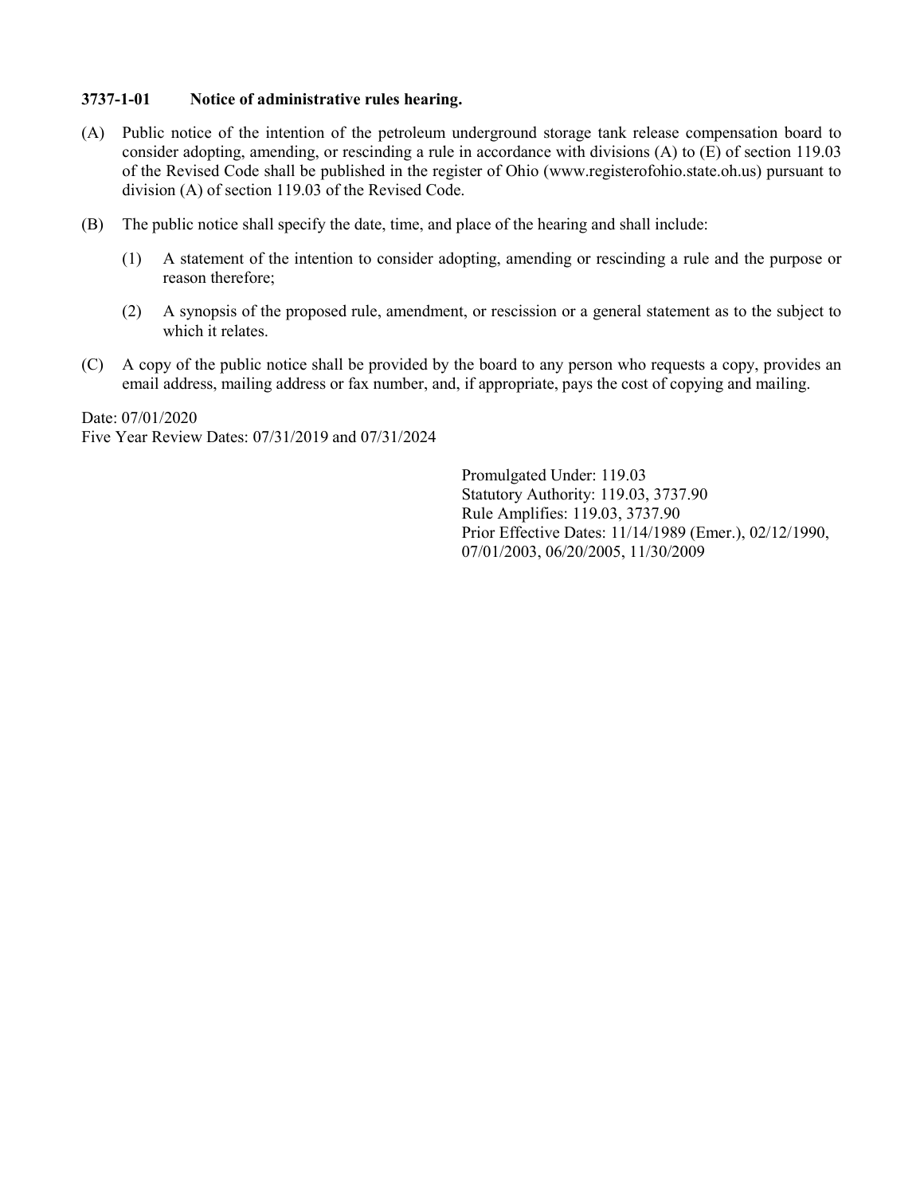### 3737-1-01 Notice of administrative rules hearing.

(A) Public notice of the intention of the petroleum underground storage tank release compensation board to consider adopting, amending, or rescinding a rule in accordance with divisions (A) to (E) of section 119.03 of the Revised Code shall be published in the register of Ohio (www.registerofohio.state.oh.us) pursuant to division (A) of section 119.03 of the Revised Code.

(B) The public notice shall specify the date, time, and place of the hearing and shall include:

   (1) A statement of the intention to consider adopting, amending or rescinding a rule and the purpose or reason therefore;

   (2) A synopsis of the proposed rule, amendment, or rescission or a general statement as to the subject to which it relates.

(C) A copy of the public notice shall be provided by the board to any person who requests a copy, provides an email address, mailing address or fax number, and, if appropriate, pays the cost of copying and mailing.

Date: 07/01/2020
Five Year Review Dates: 07/31/2019 and 07/31/2024

Promulgated Under: 119.03
Statutory Authority: 119.03, 3737.90
Rule Amplifies: 119.03, 3737.90
Prior Effective Dates: 11/14/1989 (Emer.), 02/12/1990, 07/01/2003, 06/20/2005, 11/30/2009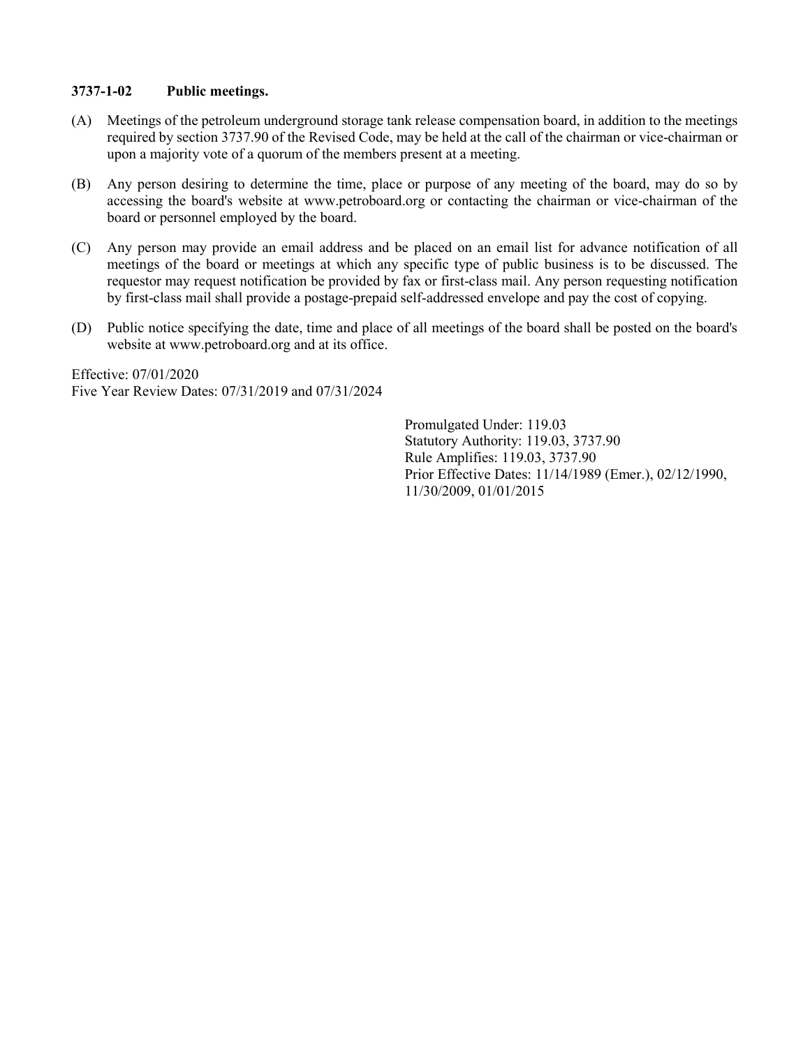### 3737-1-02 Public meetings.

(A) Meetings of the petroleum underground storage tank release compensation board, in addition to the meetings required by section 3737.90 of the Revised Code, may be held at the call of the chairman or vice-chairman or upon a majority vote of a quorum of the members present at a meeting.

(B) Any person desiring to determine the time, place or purpose of any meeting of the board, may do so by accessing the board's website at www.petroboard.org or contacting the chairman or vice-chairman of the board or personnel employed by the board.

(C) Any person may provide an email address and be placed on an email list for advance notification of all meetings of the board or meetings at which any specific type of public business is to be discussed. The requestor may request notification be provided by fax or first-class mail. Any person requesting notification by first-class mail shall provide a postage-prepaid self-addressed envelope and pay the cost of copying.

(D) Public notice specifying the date, time and place of all meetings of the board shall be posted on the board's website at www.petroboard.org and at its office.

Effective: 07/01/2020
Five Year Review Dates: 07/31/2019 and 07/31/2024

Promulgated Under: 119.03
Statutory Authority: 119.03, 3737.90
Rule Amplifies: 119.03, 3737.90
Prior Effective Dates: 11/14/1989 (Emer.), 02/12/1990, 11/30/2009, 01/01/2015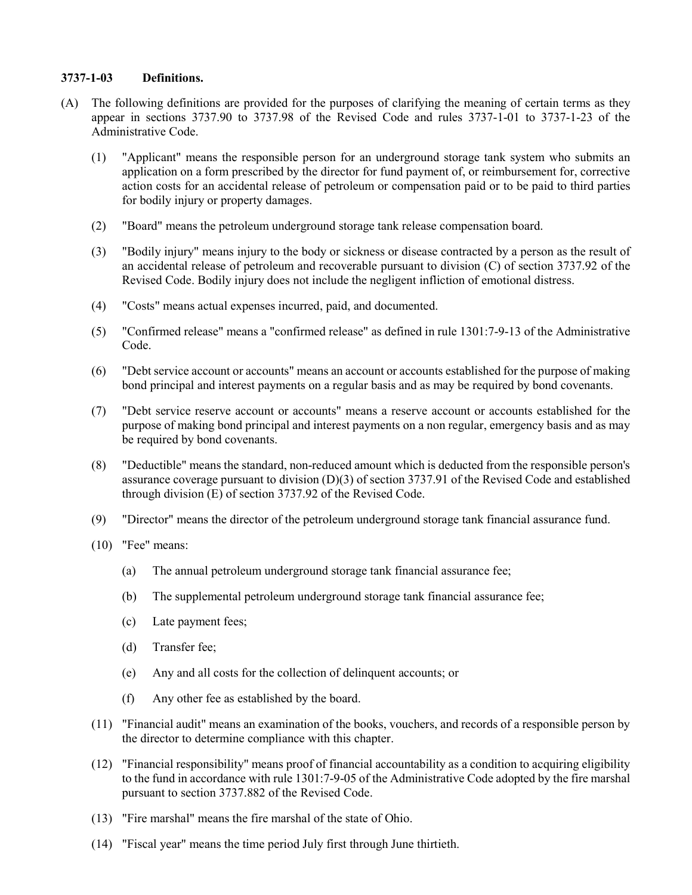**3737-1-03 Definitions.**

(A) The following definitions are provided for the purposes of clarifying the meaning of certain terms as they appear in sections 3737.90 to 3737.98 of the Revised Code and rules 3737-1-01 to 3737-1-23 of the Administrative Code.

(1) "Applicant" means the responsible person for an underground storage tank system who submits an application on a form prescribed by the director for fund payment of, or reimbursement for, corrective action costs for an accidental release of petroleum or compensation paid or to be paid to third parties for bodily injury or property damages.

(2) "Board" means the petroleum underground storage tank release compensation board.

(3) "Bodily injury" means injury to the body or sickness or disease contracted by a person as the result of an accidental release of petroleum and recoverable pursuant to division (C) of section 3737.92 of the Revised Code. Bodily injury does not include the negligent infliction of emotional distress.

(4) "Costs" means actual expenses incurred, paid, and documented.

(5) "Confirmed release" means a "confirmed release" as defined in rule 1301:7-9-13 of the Administrative Code.

(6) "Debt service account or accounts" means an account or accounts established for the purpose of making bond principal and interest payments on a regular basis and as may be required by bond covenants.

(7) "Debt service reserve account or accounts" means a reserve account or accounts established for the purpose of making bond principal and interest payments on a non regular, emergency basis and as may be required by bond covenants.

(8) "Deductible" means the standard, non-reduced amount which is deducted from the responsible person's assurance coverage pursuant to division (D)(3) of section 3737.91 of the Revised Code and established through division (E) of section 3737.92 of the Revised Code.

(9) "Director" means the director of the petroleum underground storage tank financial assurance fund.

(10) "Fee" means:

(a) The annual petroleum underground storage tank financial assurance fee;

(b) The supplemental petroleum underground storage tank financial assurance fee;

(c) Late payment fees;

(d) Transfer fee;

(e) Any and all costs for the collection of delinquent accounts; or

(f) Any other fee as established by the board.

(11) "Financial audit" means an examination of the books, vouchers, and records of a responsible person by the director to determine compliance with this chapter.

(12) "Financial responsibility" means proof of financial accountability as a condition to acquiring eligibility to the fund in accordance with rule 1301:7-9-05 of the Administrative Code adopted by the fire marshal pursuant to section 3737.882 of the Revised Code.

(13) "Fire marshal" means the fire marshal of the state of Ohio.

(14) "Fiscal year" means the time period July first through June thirtieth.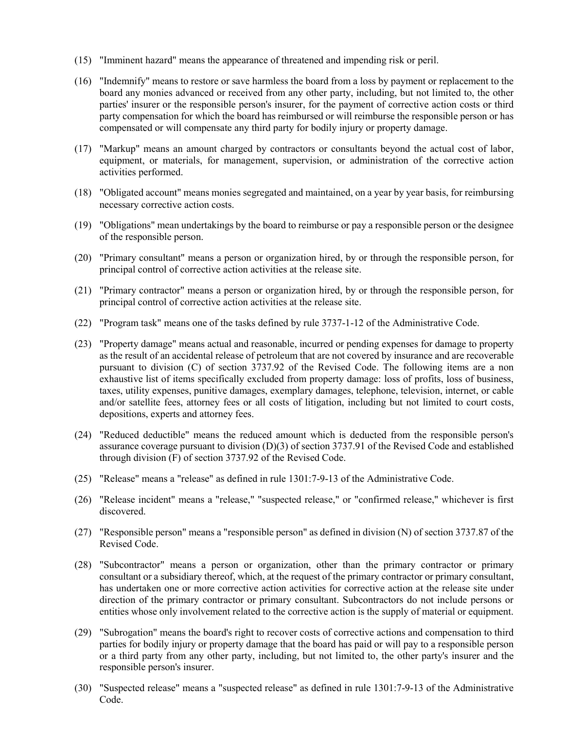(15) "Imminent hazard" means the appearance of threatened and impending risk or peril.

(16) "Indemnify" means to restore or save harmless the board from a loss by payment or replacement to the board any monies advanced or received from any other party, including, but not limited to, the other parties' insurer or the responsible person's insurer, for the payment of corrective action costs or third party compensation for which the board has reimbursed or will reimburse the responsible person or has compensated or will compensate any third party for bodily injury or property damage.

(17) "Markup" means an amount charged by contractors or consultants beyond the actual cost of labor, equipment, or materials, for management, supervision, or administration of the corrective action activities performed.

(18) "Obligated account" means monies segregated and maintained, on a year by year basis, for reimbursing necessary corrective action costs.

(19) "Obligations" mean undertakings by the board to reimburse or pay a responsible person or the designee of the responsible person.

(20) "Primary consultant" means a person or organization hired, by or through the responsible person, for principal control of corrective action activities at the release site.

(21) "Primary contractor" means a person or organization hired, by or through the responsible person, for principal control of corrective action activities at the release site.

(22) "Program task" means one of the tasks defined by rule 3737-1-12 of the Administrative Code.

(23) "Property damage" means actual and reasonable, incurred or pending expenses for damage to property as the result of an accidental release of petroleum that are not covered by insurance and are recoverable pursuant to division (C) of section 3737.92 of the Revised Code. The following items are a non exhaustive list of items specifically excluded from property damage: loss of profits, loss of business, taxes, utility expenses, punitive damages, exemplary damages, telephone, television, internet, or cable and/or satellite fees, attorney fees or all costs of litigation, including but not limited to court costs, depositions, experts and attorney fees.

(24) "Reduced deductible" means the reduced amount which is deducted from the responsible person's assurance coverage pursuant to division (D)(3) of section 3737.91 of the Revised Code and established through division (F) of section 3737.92 of the Revised Code.

(25) "Release" means a "release" as defined in rule 1301:7-9-13 of the Administrative Code.

(26) "Release incident" means a "release," "suspected release," or "confirmed release," whichever is first discovered.

(27) "Responsible person" means a "responsible person" as defined in division (N) of section 3737.87 of the Revised Code.

(28) "Subcontractor" means a person or organization, other than the primary contractor or primary consultant or a subsidiary thereof, which, at the request of the primary contractor or primary consultant, has undertaken one or more corrective action activities for corrective action at the release site under direction of the primary contractor or primary consultant. Subcontractors do not include persons or entities whose only involvement related to the corrective action is the supply of material or equipment.

(29) "Subrogation" means the board's right to recover costs of corrective actions and compensation to third parties for bodily injury or property damage that the board has paid or will pay to a responsible person or a third party from any other party, including, but not limited to, the other party's insurer and the responsible person's insurer.

(30) "Suspected release" means a "suspected release" as defined in rule 1301:7-9-13 of the Administrative Code.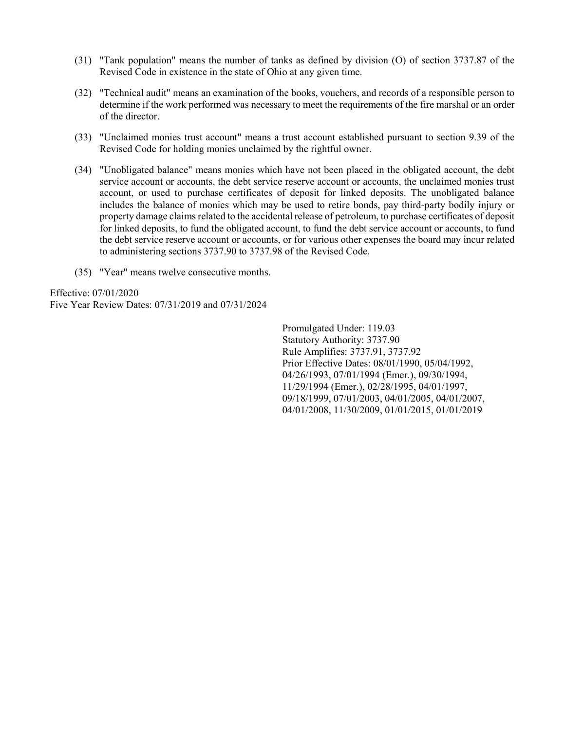(31) "Tank population" means the number of tanks as defined by division (O) of section 3737.87 of the Revised Code in existence in the state of Ohio at any given time.

(32) "Technical audit" means an examination of the books, vouchers, and records of a responsible person to determine if the work performed was necessary to meet the requirements of the fire marshal or an order of the director.

(33) "Unclaimed monies trust account" means a trust account established pursuant to section 9.39 of the Revised Code for holding monies unclaimed by the rightful owner.

(34) "Unobligated balance" means monies which have not been placed in the obligated account, the debt service account or accounts, the debt service reserve account or accounts, the unclaimed monies trust account, or used to purchase certificates of deposit for linked deposits. The unobligated balance includes the balance of monies which may be used to retire bonds, pay third-party bodily injury or property damage claims related to the accidental release of petroleum, to purchase certificates of deposit for linked deposits, to fund the obligated account, to fund the debt service account or accounts, to fund the debt service reserve account or accounts, or for various other expenses the board may incur related to administering sections 3737.90 to 3737.98 of the Revised Code.

(35) "Year" means twelve consecutive months.

Effective: 07/01/2020
Five Year Review Dates: 07/31/2019 and 07/31/2024

Promulgated Under: 119.03
Statutory Authority: 3737.90
Rule Amplifies: 3737.91, 3737.92
Prior Effective Dates: 08/01/1990, 05/04/1992, 04/26/1993, 07/01/1994 (Emer.), 09/30/1994, 11/29/1994 (Emer.), 02/28/1995, 04/01/1997, 09/18/1999, 07/01/2003, 04/01/2005, 04/01/2007, 04/01/2008, 11/30/2009, 01/01/2015, 01/01/2019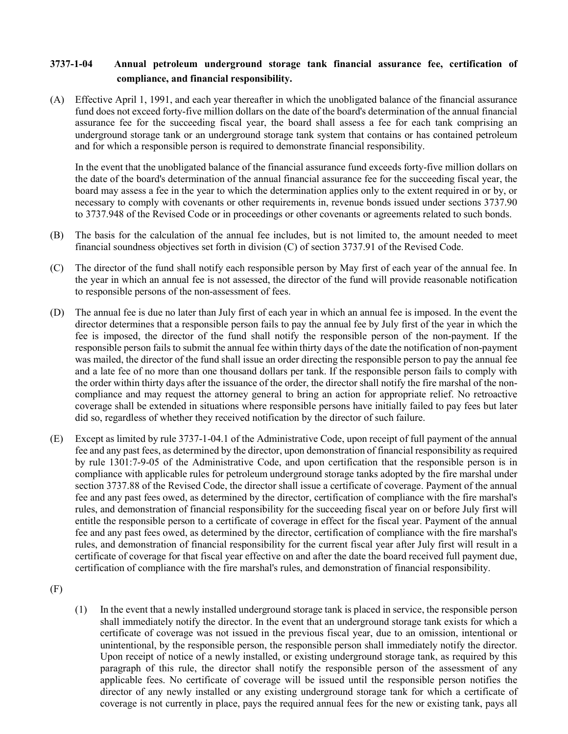**3737-1-04 Annual petroleum underground storage tank financial assurance fee, certification of compliance, and financial responsibility.**

(A) Effective April 1, 1991, and each year thereafter in which the unobligated balance of the financial assurance fund does not exceed forty-five million dollars on the date of the board's determination of the annual financial assurance fee for the succeeding fiscal year, the board shall assess a fee for each tank comprising an underground storage tank or an underground storage tank system that contains or has contained petroleum and for which a responsible person is required to demonstrate financial responsibility.

In the event that the unobligated balance of the financial assurance fund exceeds forty-five million dollars on the date of the board's determination of the annual financial assurance fee for the succeeding fiscal year, the board may assess a fee in the year to which the determination applies only to the extent required in or by, or necessary to comply with covenants or other requirements in, revenue bonds issued under sections 3737.90 to 3737.948 of the Revised Code or in proceedings or other covenants or agreements related to such bonds.

(B) The basis for the calculation of the annual fee includes, but is not limited to, the amount needed to meet financial soundness objectives set forth in division (C) of section 3737.91 of the Revised Code.

(C) The director of the fund shall notify each responsible person by May first of each year of the annual fee. In the year in which an annual fee is not assessed, the director of the fund will provide reasonable notification to responsible persons of the non-assessment of fees.

(D) The annual fee is due no later than July first of each year in which an annual fee is imposed. In the event the director determines that a responsible person fails to pay the annual fee by July first of the year in which the fee is imposed, the director of the fund shall notify the responsible person of the non-payment. If the responsible person fails to submit the annual fee within thirty days of the date the notification of non-payment was mailed, the director of the fund shall issue an order directing the responsible person to pay the annual fee and a late fee of no more than one thousand dollars per tank. If the responsible person fails to comply with the order within thirty days after the issuance of the order, the director shall notify the fire marshal of the non-compliance and may request the attorney general to bring an action for appropriate relief. No retroactive coverage shall be extended in situations where responsible persons have initially failed to pay fees but later did so, regardless of whether they received notification by the director of such failure.

(E) Except as limited by rule 3737-1-04.1 of the Administrative Code, upon receipt of full payment of the annual fee and any past fees, as determined by the director, upon demonstration of financial responsibility as required by rule 1301:7-9-05 of the Administrative Code, and upon certification that the responsible person is in compliance with applicable rules for petroleum underground storage tanks adopted by the fire marshal under section 3737.88 of the Revised Code, the director shall issue a certificate of coverage. Payment of the annual fee and any past fees owed, as determined by the director, certification of compliance with the fire marshal's rules, and demonstration of financial responsibility for the succeeding fiscal year on or before July first will entitle the responsible person to a certificate of coverage in effect for the fiscal year. Payment of the annual fee and any past fees owed, as determined by the director, certification of compliance with the fire marshal's rules, and demonstration of financial responsibility for the current fiscal year after July first will result in a certificate of coverage for that fiscal year effective on and after the date the board received full payment due, certification of compliance with the fire marshal's rules, and demonstration of financial responsibility.

(F)

(1) In the event that a newly installed underground storage tank is placed in service, the responsible person shall immediately notify the director. In the event that an underground storage tank exists for which a certificate of coverage was not issued in the previous fiscal year, due to an omission, intentional or unintentional, by the responsible person, the responsible person shall immediately notify the director. Upon receipt of notice of a newly installed, or existing underground storage tank, as required by this paragraph of this rule, the director shall notify the responsible person of the assessment of any applicable fees. No certificate of coverage will be issued until the responsible person notifies the director of any newly installed or any existing underground storage tank for which a certificate of coverage is not currently in place, pays the required annual fees for the new or existing tank, pays all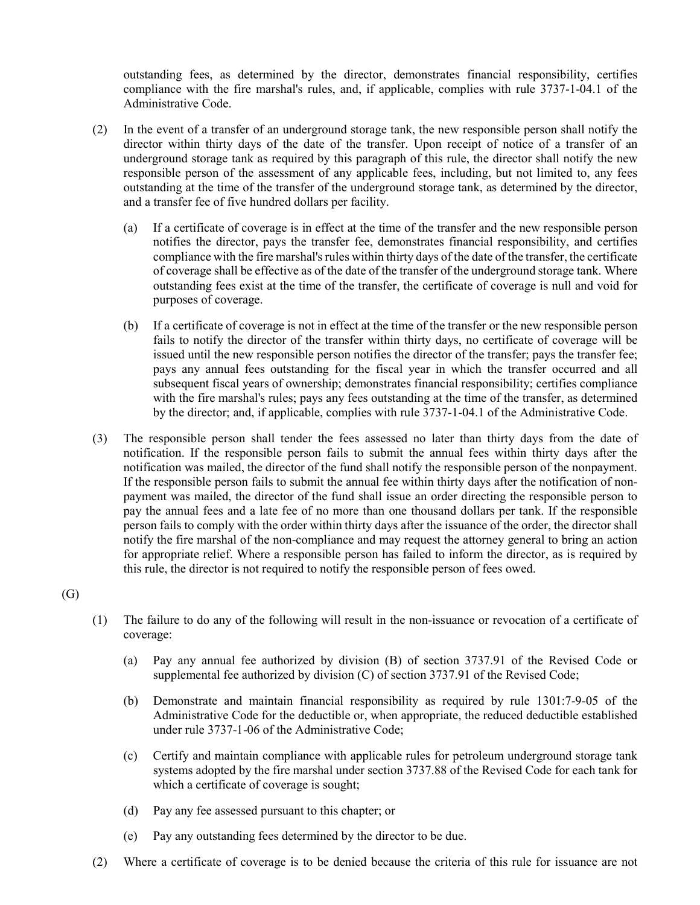outstanding fees, as determined by the director, demonstrates financial responsibility, certifies compliance with the fire marshal's rules, and, if applicable, complies with rule 3737-1-04.1 of the Administrative Code.

(2) In the event of a transfer of an underground storage tank, the new responsible person shall notify the director within thirty days of the date of the transfer. Upon receipt of notice of a transfer of an underground storage tank as required by this paragraph of this rule, the director shall notify the new responsible person of the assessment of any applicable fees, including, but not limited to, any fees outstanding at the time of the transfer of the underground storage tank, as determined by the director, and a transfer fee of five hundred dollars per facility.

(a) If a certificate of coverage is in effect at the time of the transfer and the new responsible person notifies the director, pays the transfer fee, demonstrates financial responsibility, and certifies compliance with the fire marshal's rules within thirty days of the date of the transfer, the certificate of coverage shall be effective as of the date of the transfer of the underground storage tank. Where outstanding fees exist at the time of the transfer, the certificate of coverage is null and void for purposes of coverage.

(b) If a certificate of coverage is not in effect at the time of the transfer or the new responsible person fails to notify the director of the transfer within thirty days, no certificate of coverage will be issued until the new responsible person notifies the director of the transfer; pays the transfer fee; pays any annual fees outstanding for the fiscal year in which the transfer occurred and all subsequent fiscal years of ownership; demonstrates financial responsibility; certifies compliance with the fire marshal's rules; pays any fees outstanding at the time of the transfer, as determined by the director; and, if applicable, complies with rule 3737-1-04.1 of the Administrative Code.

(3) The responsible person shall tender the fees assessed no later than thirty days from the date of notification. If the responsible person fails to submit the annual fees within thirty days after the notification was mailed, the director of the fund shall notify the responsible person of the nonpayment. If the responsible person fails to submit the annual fee within thirty days after the notification of non-payment was mailed, the director of the fund shall issue an order directing the responsible person to pay the annual fees and a late fee of no more than one thousand dollars per tank. If the responsible person fails to comply with the order within thirty days after the issuance of the order, the director shall notify the fire marshal of the non-compliance and may request the attorney general to bring an action for appropriate relief. Where a responsible person has failed to inform the director, as is required by this rule, the director is not required to notify the responsible person of fees owed.

(G)

(1) The failure to do any of the following will result in the non-issuance or revocation of a certificate of coverage:

(a) Pay any annual fee authorized by division (B) of section 3737.91 of the Revised Code or supplemental fee authorized by division (C) of section 3737.91 of the Revised Code;

(b) Demonstrate and maintain financial responsibility as required by rule 1301:7-9-05 of the Administrative Code for the deductible or, when appropriate, the reduced deductible established under rule 3737-1-06 of the Administrative Code;

(c) Certify and maintain compliance with applicable rules for petroleum underground storage tank systems adopted by the fire marshal under section 3737.88 of the Revised Code for each tank for which a certificate of coverage is sought;

(d) Pay any fee assessed pursuant to this chapter; or

(e) Pay any outstanding fees determined by the director to be due.

(2) Where a certificate of coverage is to be denied because the criteria of this rule for issuance are not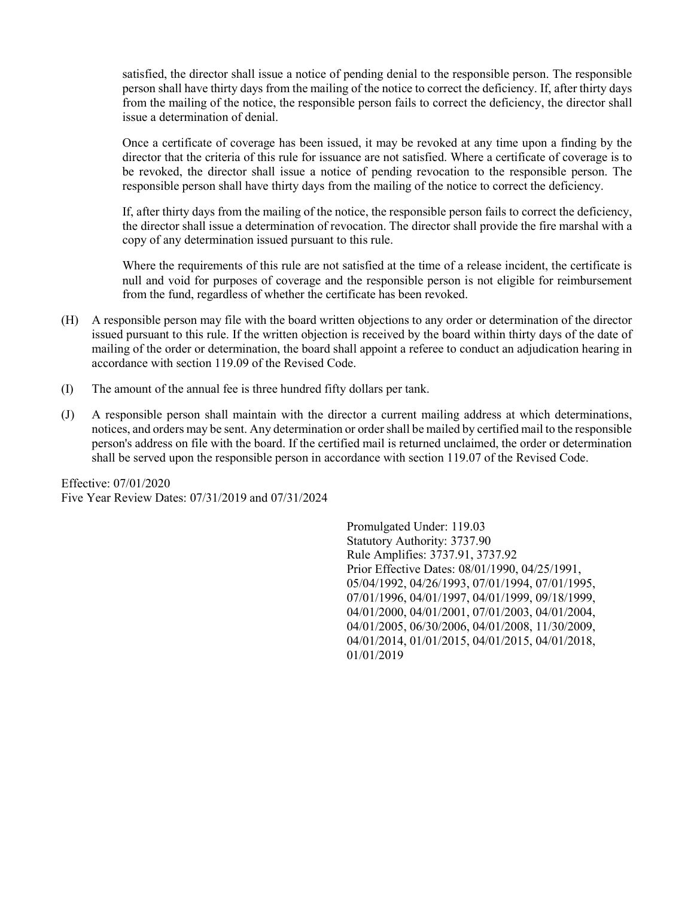satisfied, the director shall issue a notice of pending denial to the responsible person. The responsible person shall have thirty days from the mailing of the notice to correct the deficiency. If, after thirty days from the mailing of the notice, the responsible person fails to correct the deficiency, the director shall issue a determination of denial.

Once a certificate of coverage has been issued, it may be revoked at any time upon a finding by the director that the criteria of this rule for issuance are not satisfied. Where a certificate of coverage is to be revoked, the director shall issue a notice of pending revocation to the responsible person. The responsible person shall have thirty days from the mailing of the notice to correct the deficiency.

If, after thirty days from the mailing of the notice, the responsible person fails to correct the deficiency, the director shall issue a determination of revocation. The director shall provide the fire marshal with a copy of any determination issued pursuant to this rule.

Where the requirements of this rule are not satisfied at the time of a release incident, the certificate is null and void for purposes of coverage and the responsible person is not eligible for reimbursement from the fund, regardless of whether the certificate has been revoked.

(H) A responsible person may file with the board written objections to any order or determination of the director issued pursuant to this rule. If the written objection is received by the board within thirty days of the date of mailing of the order or determination, the board shall appoint a referee to conduct an adjudication hearing in accordance with section 119.09 of the Revised Code.

(I) The amount of the annual fee is three hundred fifty dollars per tank.

(J) A responsible person shall maintain with the director a current mailing address at which determinations, notices, and orders may be sent. Any determination or order shall be mailed by certified mail to the responsible person's address on file with the board. If the certified mail is returned unclaimed, the order or determination shall be served upon the responsible person in accordance with section 119.07 of the Revised Code.

Effective: 07/01/2020
Five Year Review Dates: 07/31/2019 and 07/31/2024

Promulgated Under: 119.03
Statutory Authority: 3737.90
Rule Amplifies: 3737.91, 3737.92
Prior Effective Dates: 08/01/1990, 04/25/1991, 05/04/1992, 04/26/1993, 07/01/1994, 07/01/1995, 07/01/1996, 04/01/1997, 04/01/1999, 09/18/1999, 04/01/2000, 04/01/2001, 07/01/2003, 04/01/2004, 04/01/2005, 06/30/2006, 04/01/2008, 11/30/2009, 04/01/2014, 01/01/2015, 04/01/2015, 04/01/2018, 01/01/2019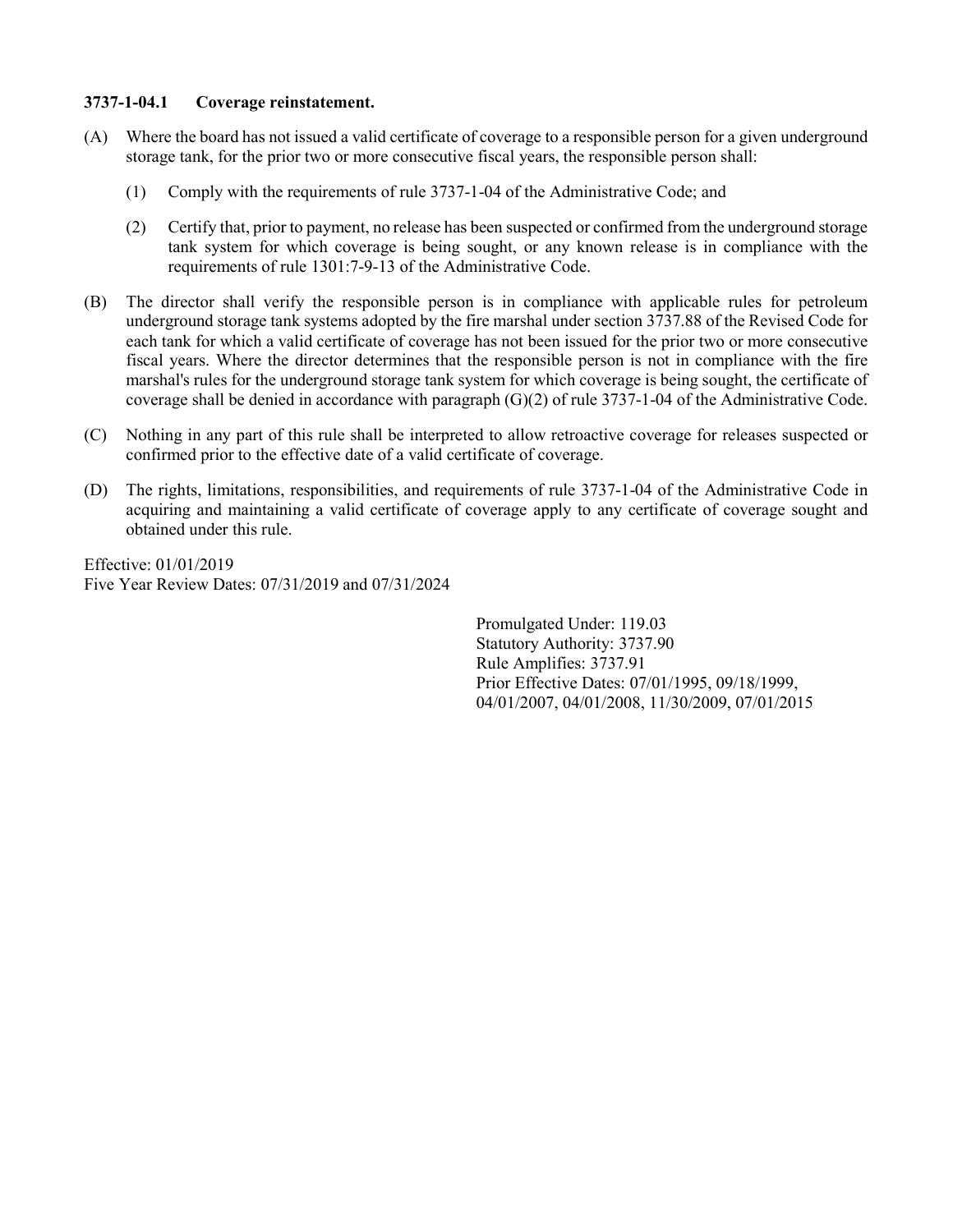### 3737-1-04.1 Coverage reinstatement.

(A) Where the board has not issued a valid certificate of coverage to a responsible person for a given underground storage tank, for the prior two or more consecutive fiscal years, the responsible person shall:

(1) Comply with the requirements of rule 3737-1-04 of the Administrative Code; and

(2) Certify that, prior to payment, no release has been suspected or confirmed from the underground storage tank system for which coverage is being sought, or any known release is in compliance with the requirements of rule 1301:7-9-13 of the Administrative Code.

(B) The director shall verify the responsible person is in compliance with applicable rules for petroleum underground storage tank systems adopted by the fire marshal under section 3737.88 of the Revised Code for each tank for which a valid certificate of coverage has not been issued for the prior two or more consecutive fiscal years. Where the director determines that the responsible person is not in compliance with the fire marshal's rules for the underground storage tank system for which coverage is being sought, the certificate of coverage shall be denied in accordance with paragraph (G)(2) of rule 3737-1-04 of the Administrative Code.

(C) Nothing in any part of this rule shall be interpreted to allow retroactive coverage for releases suspected or confirmed prior to the effective date of a valid certificate of coverage.

(D) The rights, limitations, responsibilities, and requirements of rule 3737-1-04 of the Administrative Code in acquiring and maintaining a valid certificate of coverage apply to any certificate of coverage sought and obtained under this rule.

Effective: 01/01/2019
Five Year Review Dates: 07/31/2019 and 07/31/2024

Promulgated Under: 119.03
Statutory Authority: 3737.90
Rule Amplifies: 3737.91
Prior Effective Dates: 07/01/1995, 09/18/1999, 04/01/2007, 04/01/2008, 11/30/2009, 07/01/2015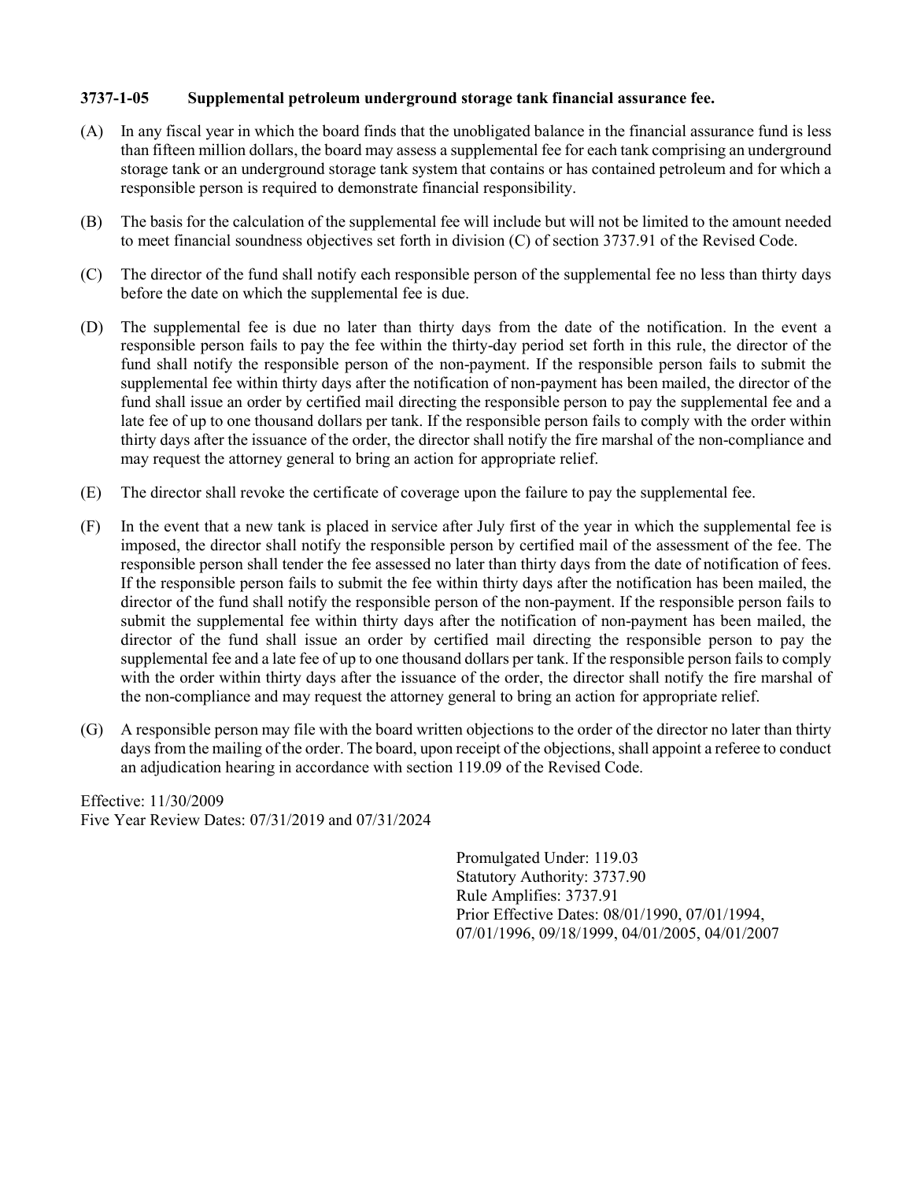### 3737-1-05 Supplemental petroleum underground storage tank financial assurance fee.

(A) In any fiscal year in which the board finds that the unobligated balance in the financial assurance fund is less than fifteen million dollars, the board may assess a supplemental fee for each tank comprising an underground storage tank or an underground storage tank system that contains or has contained petroleum and for which a responsible person is required to demonstrate financial responsibility.

(B) The basis for the calculation of the supplemental fee will include but will not be limited to the amount needed to meet financial soundness objectives set forth in division (C) of section 3737.91 of the Revised Code.

(C) The director of the fund shall notify each responsible person of the supplemental fee no less than thirty days before the date on which the supplemental fee is due.

(D) The supplemental fee is due no later than thirty days from the date of the notification. In the event a responsible person fails to pay the fee within the thirty-day period set forth in this rule, the director of the fund shall notify the responsible person of the non-payment. If the responsible person fails to submit the supplemental fee within thirty days after the notification of non-payment has been mailed, the director of the fund shall issue an order by certified mail directing the responsible person to pay the supplemental fee and a late fee of up to one thousand dollars per tank. If the responsible person fails to comply with the order within thirty days after the issuance of the order, the director shall notify the fire marshal of the non-compliance and may request the attorney general to bring an action for appropriate relief.

(E) The director shall revoke the certificate of coverage upon the failure to pay the supplemental fee.

(F) In the event that a new tank is placed in service after July first of the year in which the supplemental fee is imposed, the director shall notify the responsible person by certified mail of the assessment of the fee. The responsible person shall tender the fee assessed no later than thirty days from the date of notification of fees. If the responsible person fails to submit the fee within thirty days after the notification has been mailed, the director of the fund shall notify the responsible person of the non-payment. If the responsible person fails to submit the supplemental fee within thirty days after the notification of non-payment has been mailed, the director of the fund shall issue an order by certified mail directing the responsible person to pay the supplemental fee and a late fee of up to one thousand dollars per tank. If the responsible person fails to comply with the order within thirty days after the issuance of the order, the director shall notify the fire marshal of the non-compliance and may request the attorney general to bring an action for appropriate relief.

(G) A responsible person may file with the board written objections to the order of the director no later than thirty days from the mailing of the order. The board, upon receipt of the objections, shall appoint a referee to conduct an adjudication hearing in accordance with section 119.09 of the Revised Code.

Effective: 11/30/2009
Five Year Review Dates: 07/31/2019 and 07/31/2024

Promulgated Under: 119.03
Statutory Authority: 3737.90
Rule Amplifies: 3737.91
Prior Effective Dates: 08/01/1990, 07/01/1994, 07/01/1996, 09/18/1999, 04/01/2005, 04/01/2007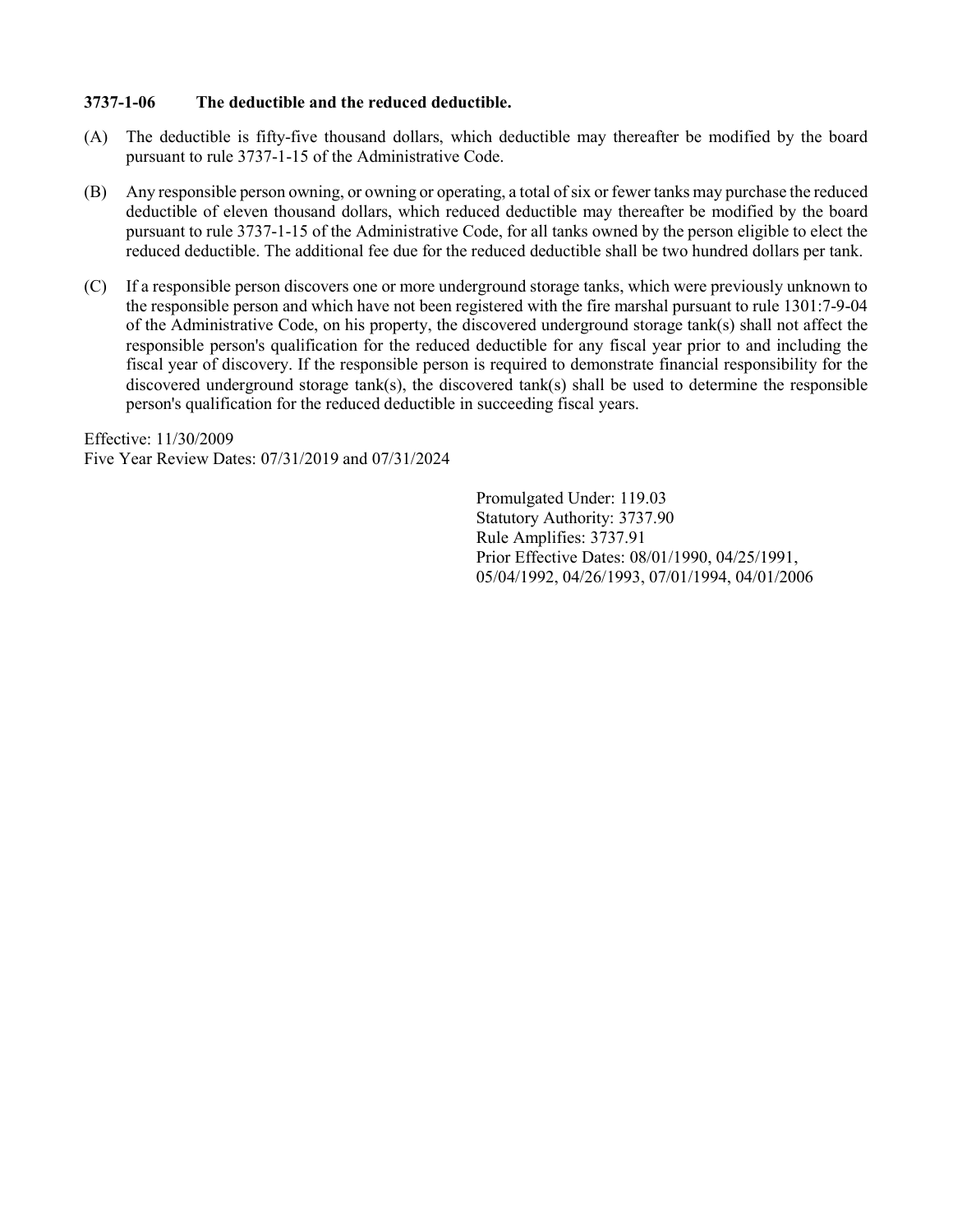### 3737-1-06 The deductible and the reduced deductible.

(A) The deductible is fifty-five thousand dollars, which deductible may thereafter be modified by the board pursuant to rule 3737-1-15 of the Administrative Code.

(B) Any responsible person owning, or owning or operating, a total of six or fewer tanks may purchase the reduced deductible of eleven thousand dollars, which reduced deductible may thereafter be modified by the board pursuant to rule 3737-1-15 of the Administrative Code, for all tanks owned by the person eligible to elect the reduced deductible. The additional fee due for the reduced deductible shall be two hundred dollars per tank.

(C) If a responsible person discovers one or more underground storage tanks, which were previously unknown to the responsible person and which have not been registered with the fire marshal pursuant to rule 1301:7-9-04 of the Administrative Code, on his property, the discovered underground storage tank(s) shall not affect the responsible person's qualification for the reduced deductible for any fiscal year prior to and including the fiscal year of discovery. If the responsible person is required to demonstrate financial responsibility for the discovered underground storage tank(s), the discovered tank(s) shall be used to determine the responsible person's qualification for the reduced deductible in succeeding fiscal years.

Effective: 11/30/2009
Five Year Review Dates: 07/31/2019 and 07/31/2024

Promulgated Under: 119.03
Statutory Authority: 3737.90
Rule Amplifies: 3737.91
Prior Effective Dates: 08/01/1990, 04/25/1991, 05/04/1992, 04/26/1993, 07/01/1994, 04/01/2006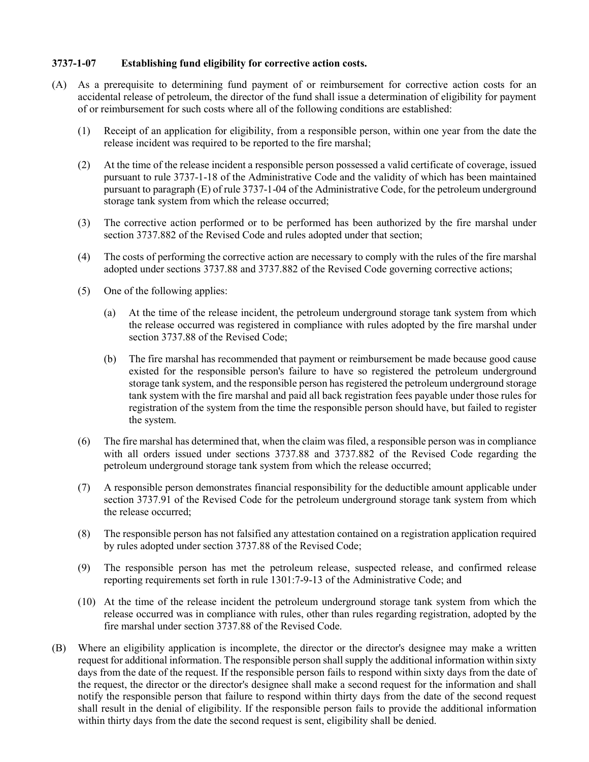### 3737-1-07 Establishing fund eligibility for corrective action costs.

(A) As a prerequisite to determining fund payment of or reimbursement for corrective action costs for an accidental release of petroleum, the director of the fund shall issue a determination of eligibility for payment of or reimbursement for such costs where all of the following conditions are established:

(1) Receipt of an application for eligibility, from a responsible person, within one year from the date the release incident was required to be reported to the fire marshal;

(2) At the time of the release incident a responsible person possessed a valid certificate of coverage, issued pursuant to rule 3737-1-18 of the Administrative Code and the validity of which has been maintained pursuant to paragraph (E) of rule 3737-1-04 of the Administrative Code, for the petroleum underground storage tank system from which the release occurred;

(3) The corrective action performed or to be performed has been authorized by the fire marshal under section 3737.882 of the Revised Code and rules adopted under that section;

(4) The costs of performing the corrective action are necessary to comply with the rules of the fire marshal adopted under sections 3737.88 and 3737.882 of the Revised Code governing corrective actions;

(5) One of the following applies:

(a) At the time of the release incident, the petroleum underground storage tank system from which the release occurred was registered in compliance with rules adopted by the fire marshal under section 3737.88 of the Revised Code;

(b) The fire marshal has recommended that payment or reimbursement be made because good cause existed for the responsible person's failure to have so registered the petroleum underground storage tank system, and the responsible person has registered the petroleum underground storage tank system with the fire marshal and paid all back registration fees payable under those rules for registration of the system from the time the responsible person should have, but failed to register the system.

(6) The fire marshal has determined that, when the claim was filed, a responsible person was in compliance with all orders issued under sections 3737.88 and 3737.882 of the Revised Code regarding the petroleum underground storage tank system from which the release occurred;

(7) A responsible person demonstrates financial responsibility for the deductible amount applicable under section 3737.91 of the Revised Code for the petroleum underground storage tank system from which the release occurred;

(8) The responsible person has not falsified any attestation contained on a registration application required by rules adopted under section 3737.88 of the Revised Code;

(9) The responsible person has met the petroleum release, suspected release, and confirmed release reporting requirements set forth in rule 1301:7-9-13 of the Administrative Code; and

(10) At the time of the release incident the petroleum underground storage tank system from which the release occurred was in compliance with rules, other than rules regarding registration, adopted by the fire marshal under section 3737.88 of the Revised Code.

(B) Where an eligibility application is incomplete, the director or the director's designee may make a written request for additional information. The responsible person shall supply the additional information within sixty days from the date of the request. If the responsible person fails to respond within sixty days from the date of the request, the director or the director's designee shall make a second request for the information and shall notify the responsible person that failure to respond within thirty days from the date of the second request shall result in the denial of eligibility. If the responsible person fails to provide the additional information within thirty days from the date the second request is sent, eligibility shall be denied.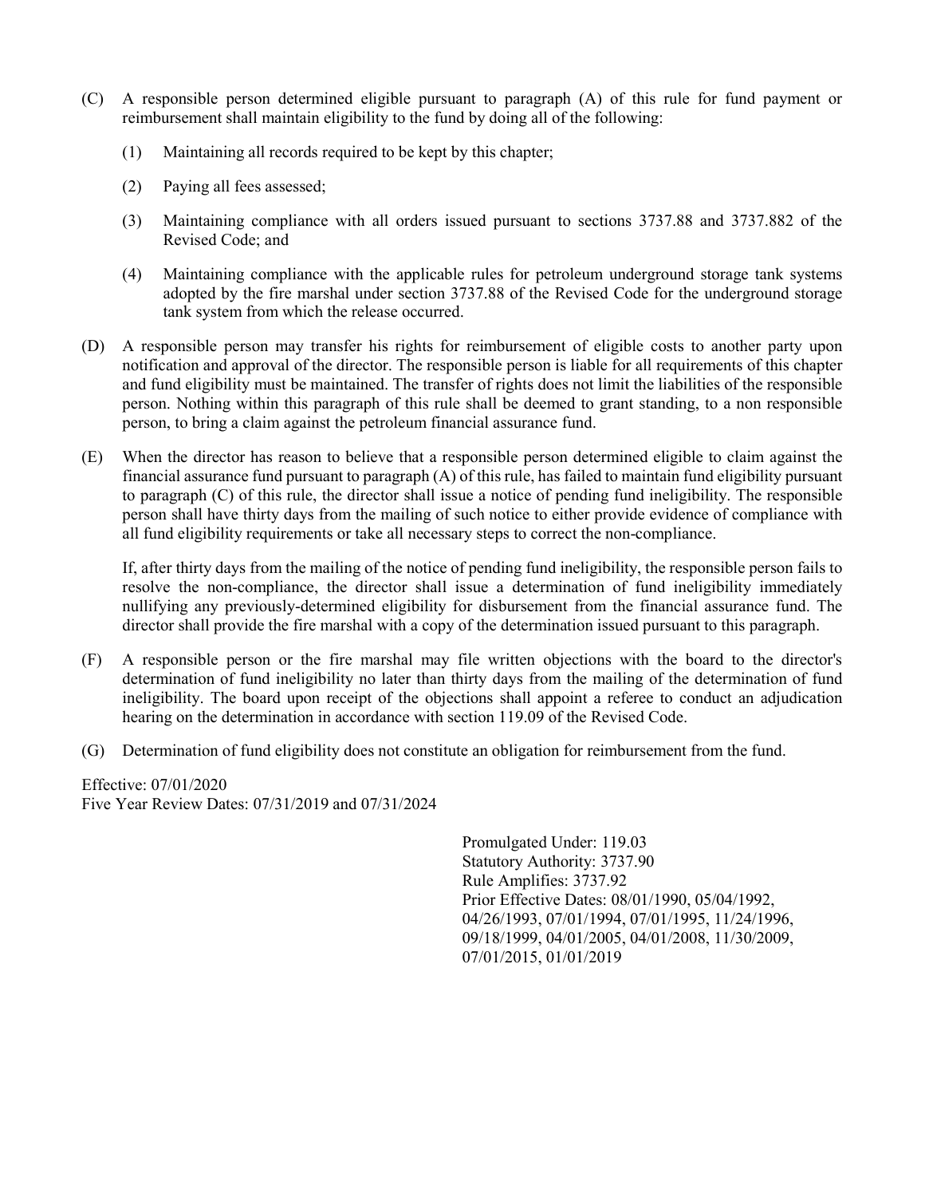(C) A responsible person determined eligible pursuant to paragraph (A) of this rule for fund payment or reimbursement shall maintain eligibility to the fund by doing all of the following:

 (1) Maintaining all records required to be kept by this chapter;

 (2) Paying all fees assessed;

 (3) Maintaining compliance with all orders issued pursuant to sections 3737.88 and 3737.882 of the Revised Code; and

 (4) Maintaining compliance with the applicable rules for petroleum underground storage tank systems adopted by the fire marshal under section 3737.88 of the Revised Code for the underground storage tank system from which the release occurred.

(D) A responsible person may transfer his rights for reimbursement of eligible costs to another party upon notification and approval of the director. The responsible person is liable for all requirements of this chapter and fund eligibility must be maintained. The transfer of rights does not limit the liabilities of the responsible person. Nothing within this paragraph of this rule shall be deemed to grant standing, to a non responsible person, to bring a claim against the petroleum financial assurance fund.

(E) When the director has reason to believe that a responsible person determined eligible to claim against the financial assurance fund pursuant to paragraph (A) of this rule, has failed to maintain fund eligibility pursuant to paragraph (C) of this rule, the director shall issue a notice of pending fund ineligibility. The responsible person shall have thirty days from the mailing of such notice to either provide evidence of compliance with all fund eligibility requirements or take all necessary steps to correct the non-compliance.

 If, after thirty days from the mailing of the notice of pending fund ineligibility, the responsible person fails to resolve the non-compliance, the director shall issue a determination of fund ineligibility immediately nullifying any previously-determined eligibility for disbursement from the financial assurance fund. The director shall provide the fire marshal with a copy of the determination issued pursuant to this paragraph.

(F) A responsible person or the fire marshal may file written objections with the board to the director's determination of fund ineligibility no later than thirty days from the mailing of the determination of fund ineligibility. The board upon receipt of the objections shall appoint a referee to conduct an adjudication hearing on the determination in accordance with section 119.09 of the Revised Code.

(G) Determination of fund eligibility does not constitute an obligation for reimbursement from the fund.

Effective: 07/01/2020
Five Year Review Dates: 07/31/2019 and 07/31/2024

Promulgated Under: 119.03
Statutory Authority: 3737.90
Rule Amplifies: 3737.92
Prior Effective Dates: 08/01/1990, 05/04/1992, 04/26/1993, 07/01/1994, 07/01/1995, 11/24/1996, 09/18/1999, 04/01/2005, 04/01/2008, 11/30/2009, 07/01/2015, 01/01/2019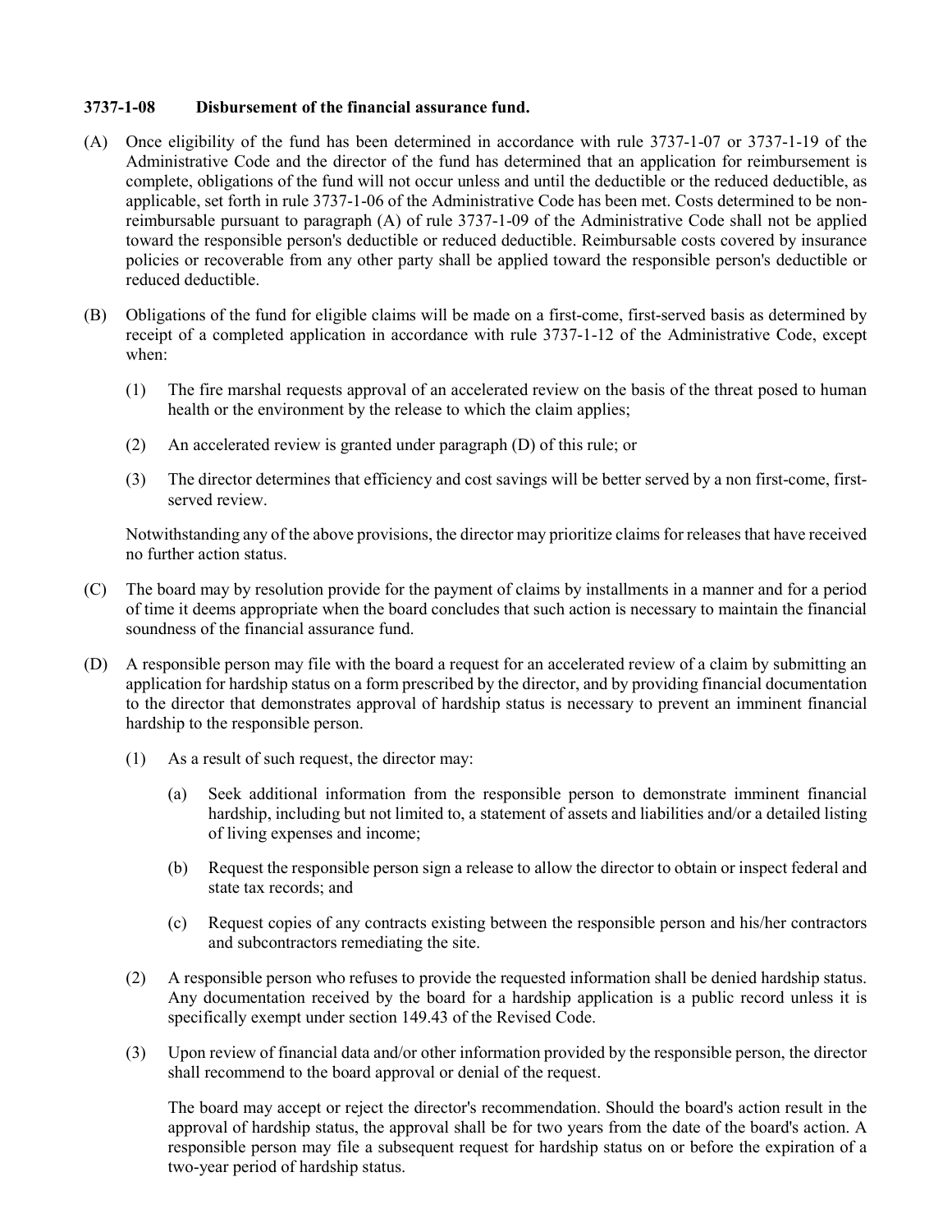### 3737-1-08 Disbursement of the financial assurance fund.

(A) Once eligibility of the fund has been determined in accordance with rule 3737-1-07 or 3737-1-19 of the Administrative Code and the director of the fund has determined that an application for reimbursement is complete, obligations of the fund will not occur unless and until the deductible or the reduced deductible, as applicable, set forth in rule 3737-1-06 of the Administrative Code has been met. Costs determined to be non-reimbursable pursuant to paragraph (A) of rule 3737-1-09 of the Administrative Code shall not be applied toward the responsible person's deductible or reduced deductible. Reimbursable costs covered by insurance policies or recoverable from any other party shall be applied toward the responsible person's deductible or reduced deductible.

(B) Obligations of the fund for eligible claims will be made on a first-come, first-served basis as determined by receipt of a completed application in accordance with rule 3737-1-12 of the Administrative Code, except when:

(1) The fire marshal requests approval of an accelerated review on the basis of the threat posed to human health or the environment by the release to which the claim applies;

(2) An accelerated review is granted under paragraph (D) of this rule; or

(3) The director determines that efficiency and cost savings will be better served by a non first-come, first-served review.

Notwithstanding any of the above provisions, the director may prioritize claims for releases that have received no further action status.

(C) The board may by resolution provide for the payment of claims by installments in a manner and for a period of time it deems appropriate when the board concludes that such action is necessary to maintain the financial soundness of the financial assurance fund.

(D) A responsible person may file with the board a request for an accelerated review of a claim by submitting an application for hardship status on a form prescribed by the director, and by providing financial documentation to the director that demonstrates approval of hardship status is necessary to prevent an imminent financial hardship to the responsible person.

(1) As a result of such request, the director may:

(a) Seek additional information from the responsible person to demonstrate imminent financial hardship, including but not limited to, a statement of assets and liabilities and/or a detailed listing of living expenses and income;

(b) Request the responsible person sign a release to allow the director to obtain or inspect federal and state tax records; and

(c) Request copies of any contracts existing between the responsible person and his/her contractors and subcontractors remediating the site.

(2) A responsible person who refuses to provide the requested information shall be denied hardship status. Any documentation received by the board for a hardship application is a public record unless it is specifically exempt under section 149.43 of the Revised Code.

(3) Upon review of financial data and/or other information provided by the responsible person, the director shall recommend to the board approval or denial of the request.

The board may accept or reject the director's recommendation. Should the board's action result in the approval of hardship status, the approval shall be for two years from the date of the board's action. A responsible person may file a subsequent request for hardship status on or before the expiration of a two-year period of hardship status.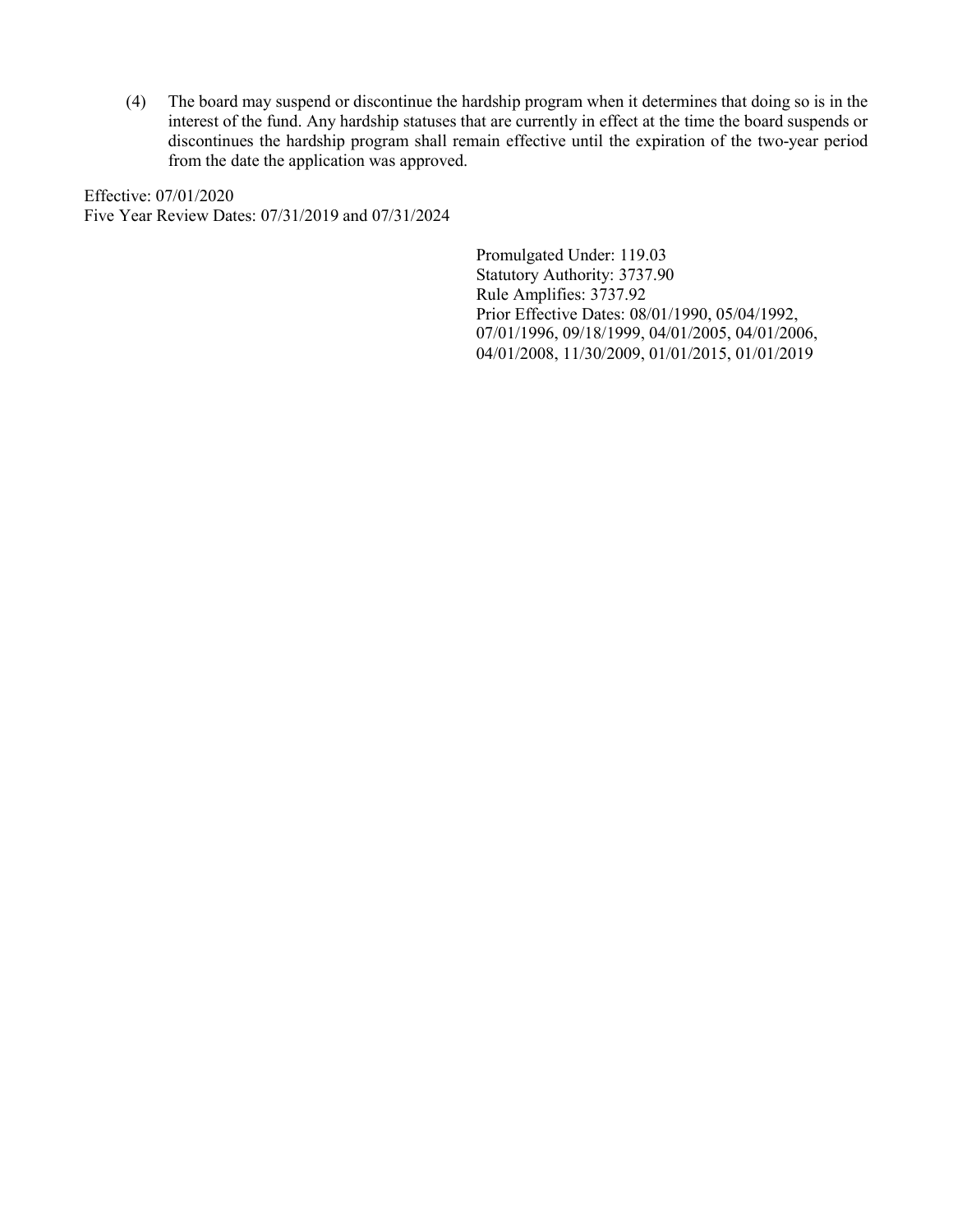(4) The board may suspend or discontinue the hardship program when it determines that doing so is in the interest of the fund. Any hardship statuses that are currently in effect at the time the board suspends or discontinues the hardship program shall remain effective until the expiration of the two-year period from the date the application was approved.

Effective: 07/01/2020
Five Year Review Dates: 07/31/2019 and 07/31/2024

Promulgated Under: 119.03
Statutory Authority: 3737.90
Rule Amplifies: 3737.92
Prior Effective Dates: 08/01/1990, 05/04/1992, 07/01/1996, 09/18/1999, 04/01/2005, 04/01/2006, 04/01/2008, 11/30/2009, 01/01/2015, 01/01/2019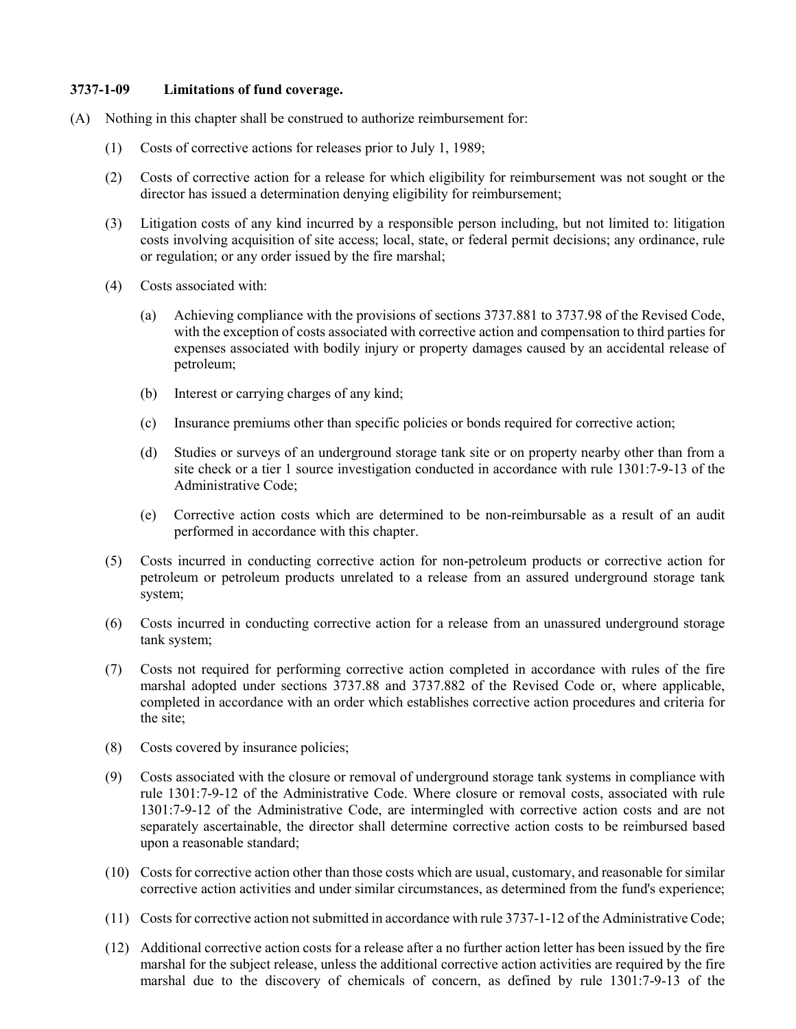**3737-1-09 Limitations of fund coverage.**

(A) Nothing in this chapter shall be construed to authorize reimbursement for:

(1) Costs of corrective actions for releases prior to July 1, 1989;

(2) Costs of corrective action for a release for which eligibility for reimbursement was not sought or the director has issued a determination denying eligibility for reimbursement;

(3) Litigation costs of any kind incurred by a responsible person including, but not limited to: litigation costs involving acquisition of site access; local, state, or federal permit decisions; any ordinance, rule or regulation; or any order issued by the fire marshal;

(4) Costs associated with:

(a) Achieving compliance with the provisions of sections 3737.881 to 3737.98 of the Revised Code, with the exception of costs associated with corrective action and compensation to third parties for expenses associated with bodily injury or property damages caused by an accidental release of petroleum;

(b) Interest or carrying charges of any kind;

(c) Insurance premiums other than specific policies or bonds required for corrective action;

(d) Studies or surveys of an underground storage tank site or on property nearby other than from a site check or a tier 1 source investigation conducted in accordance with rule 1301:7-9-13 of the Administrative Code;

(e) Corrective action costs which are determined to be non-reimbursable as a result of an audit performed in accordance with this chapter.

(5) Costs incurred in conducting corrective action for non-petroleum products or corrective action for petroleum or petroleum products unrelated to a release from an assured underground storage tank system;

(6) Costs incurred in conducting corrective action for a release from an unassured underground storage tank system;

(7) Costs not required for performing corrective action completed in accordance with rules of the fire marshal adopted under sections 3737.88 and 3737.882 of the Revised Code or, where applicable, completed in accordance with an order which establishes corrective action procedures and criteria for the site;

(8) Costs covered by insurance policies;

(9) Costs associated with the closure or removal of underground storage tank systems in compliance with rule 1301:7-9-12 of the Administrative Code. Where closure or removal costs, associated with rule 1301:7-9-12 of the Administrative Code, are intermingled with corrective action costs and are not separately ascertainable, the director shall determine corrective action costs to be reimbursed based upon a reasonable standard;

(10) Costs for corrective action other than those costs which are usual, customary, and reasonable for similar corrective action activities and under similar circumstances, as determined from the fund's experience;

(11) Costs for corrective action not submitted in accordance with rule 3737-1-12 of the Administrative Code;

(12) Additional corrective action costs for a release after a no further action letter has been issued by the fire marshal for the subject release, unless the additional corrective action activities are required by the fire marshal due to the discovery of chemicals of concern, as defined by rule 1301:7-9-13 of the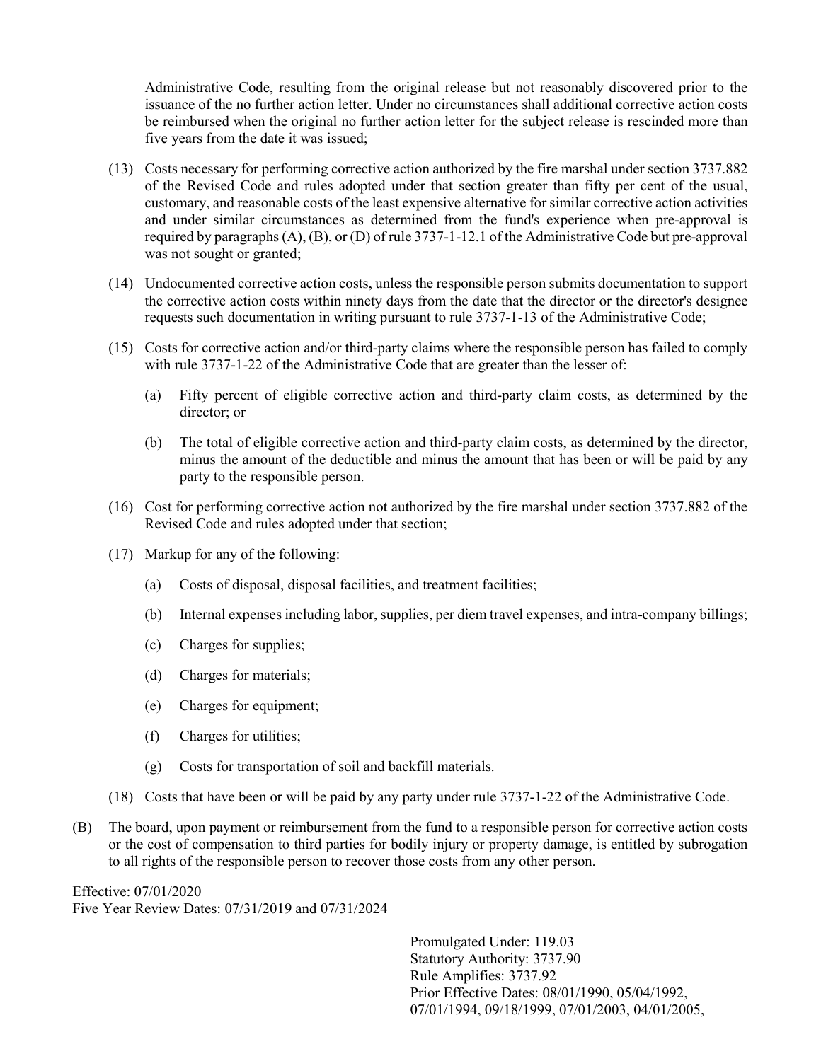Administrative Code, resulting from the original release but not reasonably discovered prior to the issuance of the no further action letter. Under no circumstances shall additional corrective action costs be reimbursed when the original no further action letter for the subject release is rescinded more than five years from the date it was issued;

(13) Costs necessary for performing corrective action authorized by the fire marshal under section 3737.882 of the Revised Code and rules adopted under that section greater than fifty per cent of the usual, customary, and reasonable costs of the least expensive alternative for similar corrective action activities and under similar circumstances as determined from the fund's experience when pre-approval is required by paragraphs (A), (B), or (D) of rule 3737-1-12.1 of the Administrative Code but pre-approval was not sought or granted;

(14) Undocumented corrective action costs, unless the responsible person submits documentation to support the corrective action costs within ninety days from the date that the director or the director's designee requests such documentation in writing pursuant to rule 3737-1-13 of the Administrative Code;

(15) Costs for corrective action and/or third-party claims where the responsible person has failed to comply with rule 3737-1-22 of the Administrative Code that are greater than the lesser of:

(a) Fifty percent of eligible corrective action and third-party claim costs, as determined by the director; or

(b) The total of eligible corrective action and third-party claim costs, as determined by the director, minus the amount of the deductible and minus the amount that has been or will be paid by any party to the responsible person.

(16) Cost for performing corrective action not authorized by the fire marshal under section 3737.882 of the Revised Code and rules adopted under that section;

(17) Markup for any of the following:

(a) Costs of disposal, disposal facilities, and treatment facilities;

(b) Internal expenses including labor, supplies, per diem travel expenses, and intra-company billings;

(c) Charges for supplies;

(d) Charges for materials;

(e) Charges for equipment;

(f) Charges for utilities;

(g) Costs for transportation of soil and backfill materials.

(18) Costs that have been or will be paid by any party under rule 3737-1-22 of the Administrative Code.

(B) The board, upon payment or reimbursement from the fund to a responsible person for corrective action costs or the cost of compensation to third parties for bodily injury or property damage, is entitled by subrogation to all rights of the responsible person to recover those costs from any other person.

Effective: 07/01/2020
Five Year Review Dates: 07/31/2019 and 07/31/2024

Promulgated Under: 119.03
Statutory Authority: 3737.90
Rule Amplifies: 3737.92
Prior Effective Dates: 08/01/1990, 05/04/1992, 07/01/1994, 09/18/1999, 07/01/2003, 04/01/2005,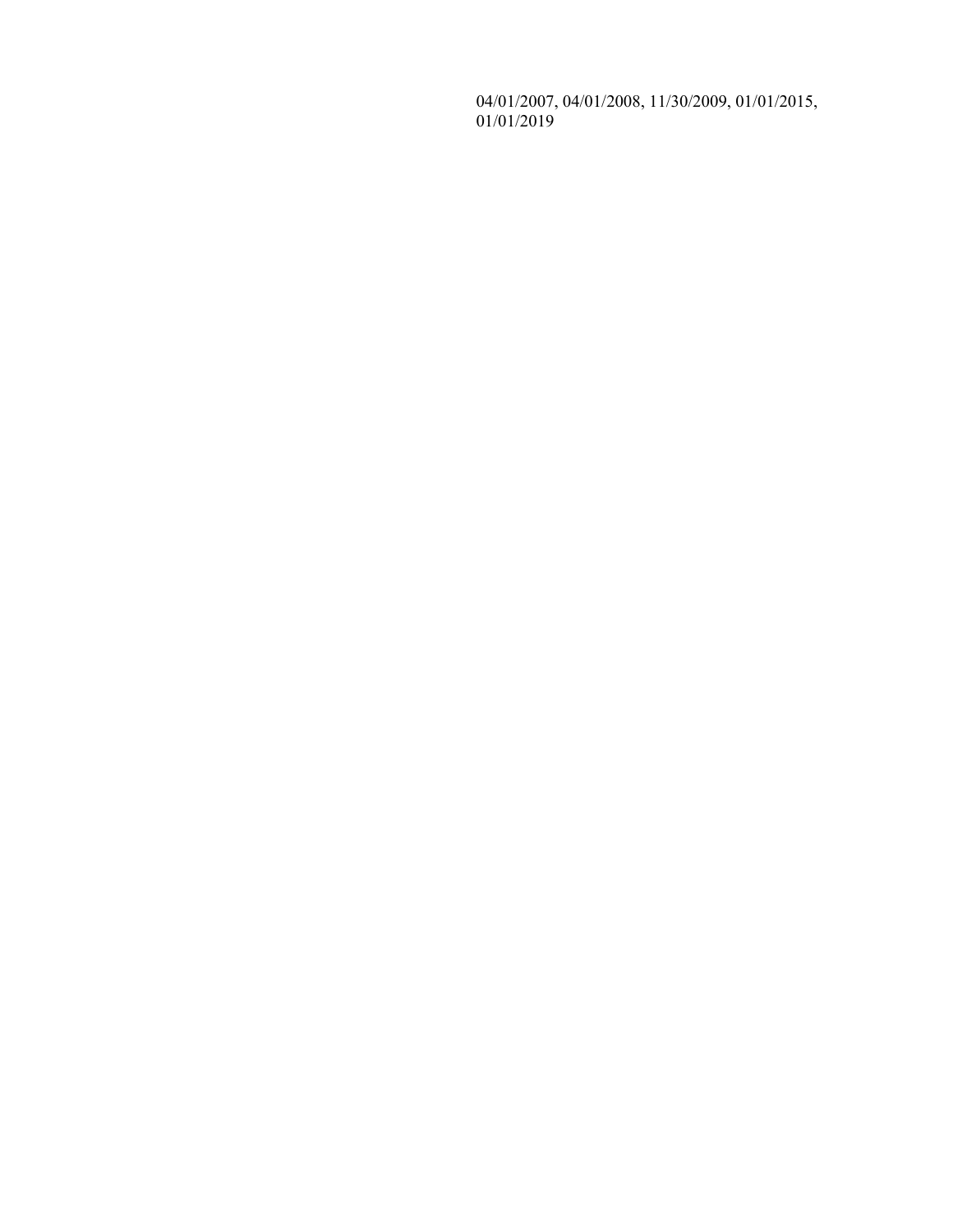04/01/2007, 04/01/2008, 11/30/2009, 01/01/2015, 01/01/2019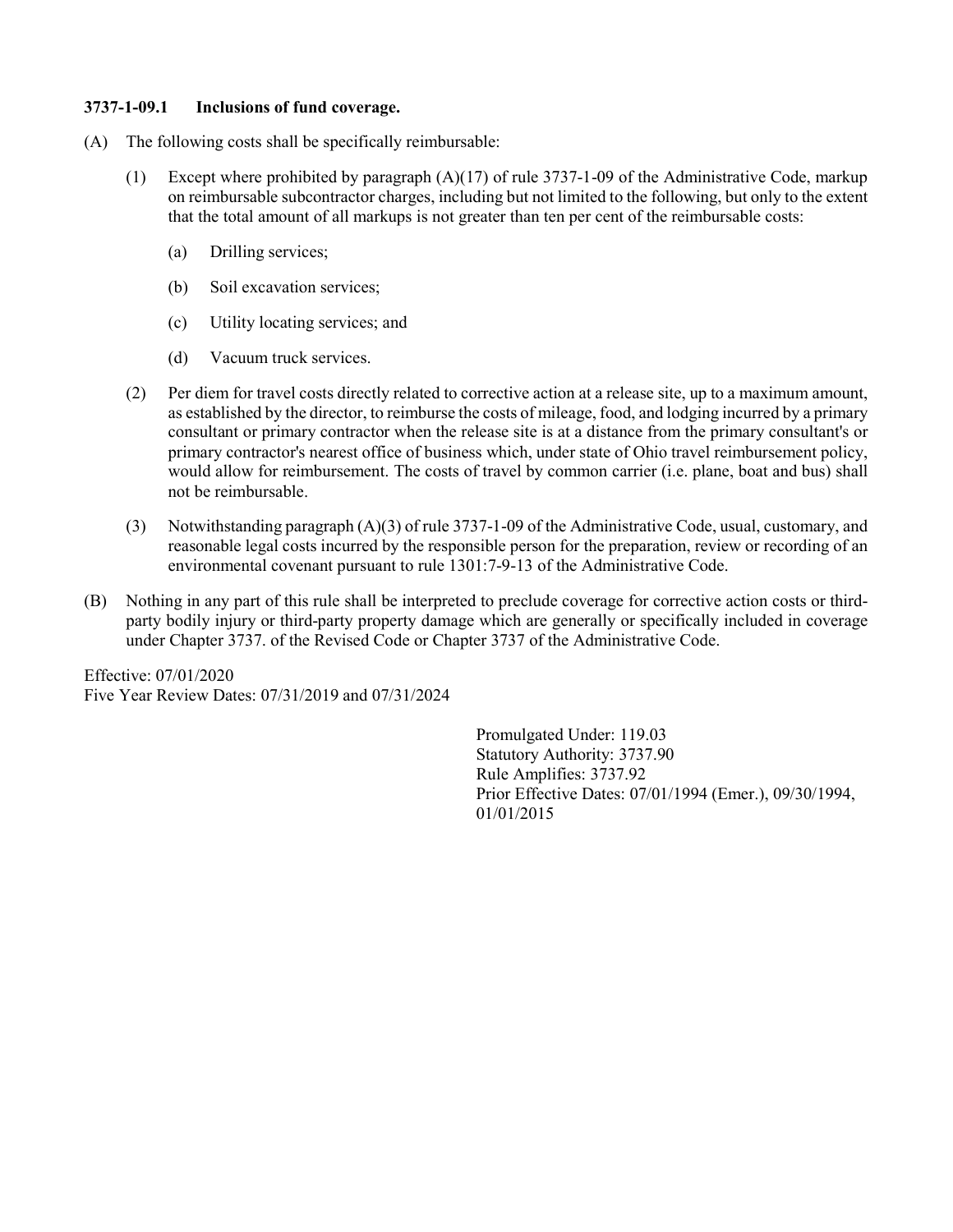### 3737-1-09.1 Inclusions of fund coverage.

(A) The following costs shall be specifically reimbursable:

(1) Except where prohibited by paragraph (A)(17) of rule 3737-1-09 of the Administrative Code, markup on reimbursable subcontractor charges, including but not limited to the following, but only to the extent that the total amount of all markups is not greater than ten per cent of the reimbursable costs:

(a) Drilling services;

(b) Soil excavation services;

(c) Utility locating services; and

(d) Vacuum truck services.

(2) Per diem for travel costs directly related to corrective action at a release site, up to a maximum amount, as established by the director, to reimburse the costs of mileage, food, and lodging incurred by a primary consultant or primary contractor when the release site is at a distance from the primary consultant's or primary contractor's nearest office of business which, under state of Ohio travel reimbursement policy, would allow for reimbursement. The costs of travel by common carrier (i.e. plane, boat and bus) shall not be reimbursable.

(3) Notwithstanding paragraph (A)(3) of rule 3737-1-09 of the Administrative Code, usual, customary, and reasonable legal costs incurred by the responsible person for the preparation, review or recording of an environmental covenant pursuant to rule 1301:7-9-13 of the Administrative Code.

(B) Nothing in any part of this rule shall be interpreted to preclude coverage for corrective action costs or third-party bodily injury or third-party property damage which are generally or specifically included in coverage under Chapter 3737. of the Revised Code or Chapter 3737 of the Administrative Code.

Effective: 07/01/2020
Five Year Review Dates: 07/31/2019 and 07/31/2024

Promulgated Under: 119.03
Statutory Authority: 3737.90
Rule Amplifies: 3737.92
Prior Effective Dates: 07/01/1994 (Emer.), 09/30/1994, 01/01/2015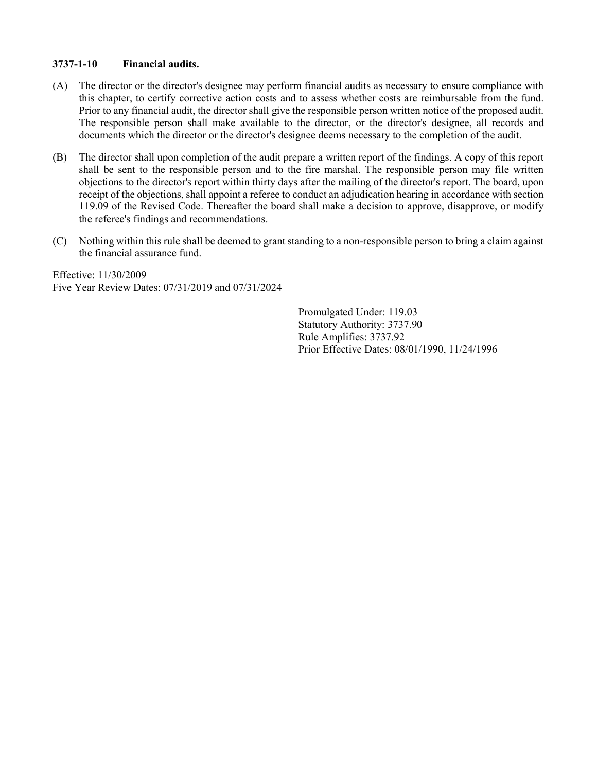### 3737-1-10 Financial audits.

(A) The director or the director's designee may perform financial audits as necessary to ensure compliance with this chapter, to certify corrective action costs and to assess whether costs are reimbursable from the fund. Prior to any financial audit, the director shall give the responsible person written notice of the proposed audit. The responsible person shall make available to the director, or the director's designee, all records and documents which the director or the director's designee deems necessary to the completion of the audit.

(B) The director shall upon completion of the audit prepare a written report of the findings. A copy of this report shall be sent to the responsible person and to the fire marshal. The responsible person may file written objections to the director's report within thirty days after the mailing of the director's report. The board, upon receipt of the objections, shall appoint a referee to conduct an adjudication hearing in accordance with section 119.09 of the Revised Code. Thereafter the board shall make a decision to approve, disapprove, or modify the referee's findings and recommendations.

(C) Nothing within this rule shall be deemed to grant standing to a non-responsible person to bring a claim against the financial assurance fund.

Effective: 11/30/2009
Five Year Review Dates: 07/31/2019 and 07/31/2024

Promulgated Under: 119.03
Statutory Authority: 3737.90
Rule Amplifies: 3737.92
Prior Effective Dates: 08/01/1990, 11/24/1996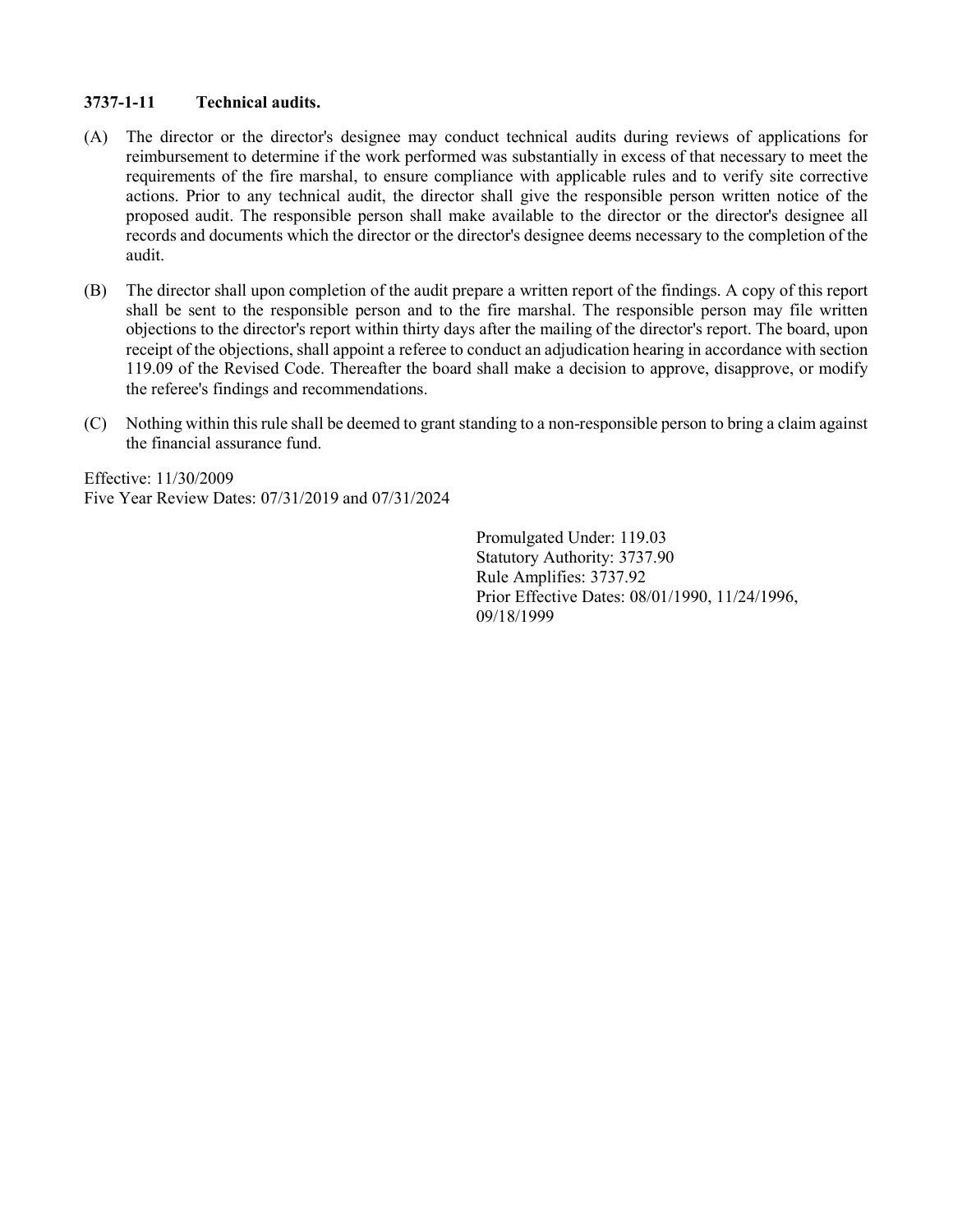**3737-1-11 Technical audits.**

(A) The director or the director's designee may conduct technical audits during reviews of applications for reimbursement to determine if the work performed was substantially in excess of that necessary to meet the requirements of the fire marshal, to ensure compliance with applicable rules and to verify site corrective actions. Prior to any technical audit, the director shall give the responsible person written notice of the proposed audit. The responsible person shall make available to the director or the director's designee all records and documents which the director or the director's designee deems necessary to the completion of the audit.

(B) The director shall upon completion of the audit prepare a written report of the findings. A copy of this report shall be sent to the responsible person and to the fire marshal. The responsible person may file written objections to the director's report within thirty days after the mailing of the director's report. The board, upon receipt of the objections, shall appoint a referee to conduct an adjudication hearing in accordance with section 119.09 of the Revised Code. Thereafter the board shall make a decision to approve, disapprove, or modify the referee's findings and recommendations.

(C) Nothing within this rule shall be deemed to grant standing to a non-responsible person to bring a claim against the financial assurance fund.

Effective: 11/30/2009
Five Year Review Dates: 07/31/2019 and 07/31/2024

Promulgated Under: 119.03
Statutory Authority: 3737.90
Rule Amplifies: 3737.92
Prior Effective Dates: 08/01/1990, 11/24/1996, 09/18/1999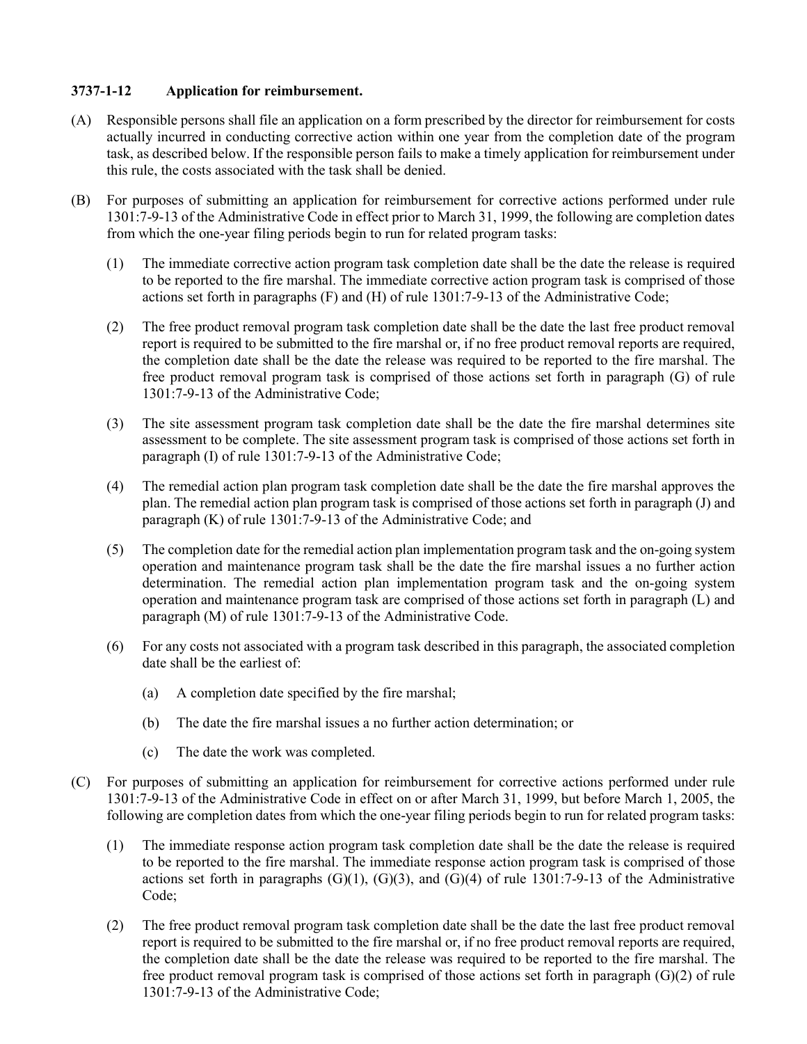### 3737-1-12 Application for reimbursement.

(A) Responsible persons shall file an application on a form prescribed by the director for reimbursement for costs actually incurred in conducting corrective action within one year from the completion date of the program task, as described below. If the responsible person fails to make a timely application for reimbursement under this rule, the costs associated with the task shall be denied.

(B) For purposes of submitting an application for reimbursement for corrective actions performed under rule 1301:7-9-13 of the Administrative Code in effect prior to March 31, 1999, the following are completion dates from which the one-year filing periods begin to run for related program tasks:

 (1) The immediate corrective action program task completion date shall be the date the release is required to be reported to the fire marshal. The immediate corrective action program task is comprised of those actions set forth in paragraphs (F) and (H) of rule 1301:7-9-13 of the Administrative Code;

 (2) The free product removal program task completion date shall be the date the last free product removal report is required to be submitted to the fire marshal or, if no free product removal reports are required, the completion date shall be the date the release was required to be reported to the fire marshal. The free product removal program task is comprised of those actions set forth in paragraph (G) of rule 1301:7-9-13 of the Administrative Code;

 (3) The site assessment program task completion date shall be the date the fire marshal determines site assessment to be complete. The site assessment program task is comprised of those actions set forth in paragraph (I) of rule 1301:7-9-13 of the Administrative Code;

 (4) The remedial action plan program task completion date shall be the date the fire marshal approves the plan. The remedial action plan program task is comprised of those actions set forth in paragraph (J) and paragraph (K) of rule 1301:7-9-13 of the Administrative Code; and

 (5) The completion date for the remedial action plan implementation program task and the on-going system operation and maintenance program task shall be the date the fire marshal issues a no further action determination. The remedial action plan implementation program task and the on-going system operation and maintenance program task are comprised of those actions set forth in paragraph (L) and paragraph (M) of rule 1301:7-9-13 of the Administrative Code.

 (6) For any costs not associated with a program task described in this paragraph, the associated completion date shall be the earliest of:

  (a) A completion date specified by the fire marshal;

  (b) The date the fire marshal issues a no further action determination; or

  (c) The date the work was completed.

(C) For purposes of submitting an application for reimbursement for corrective actions performed under rule 1301:7-9-13 of the Administrative Code in effect on or after March 31, 1999, but before March 1, 2005, the following are completion dates from which the one-year filing periods begin to run for related program tasks:

 (1) The immediate response action program task completion date shall be the date the release is required to be reported to the fire marshal. The immediate response action program task is comprised of those actions set forth in paragraphs (G)(1), (G)(3), and (G)(4) of rule 1301:7-9-13 of the Administrative Code;

 (2) The free product removal program task completion date shall be the date the last free product removal report is required to be submitted to the fire marshal or, if no free product removal reports are required, the completion date shall be the date the release was required to be reported to the fire marshal. The free product removal program task is comprised of those actions set forth in paragraph (G)(2) of rule 1301:7-9-13 of the Administrative Code;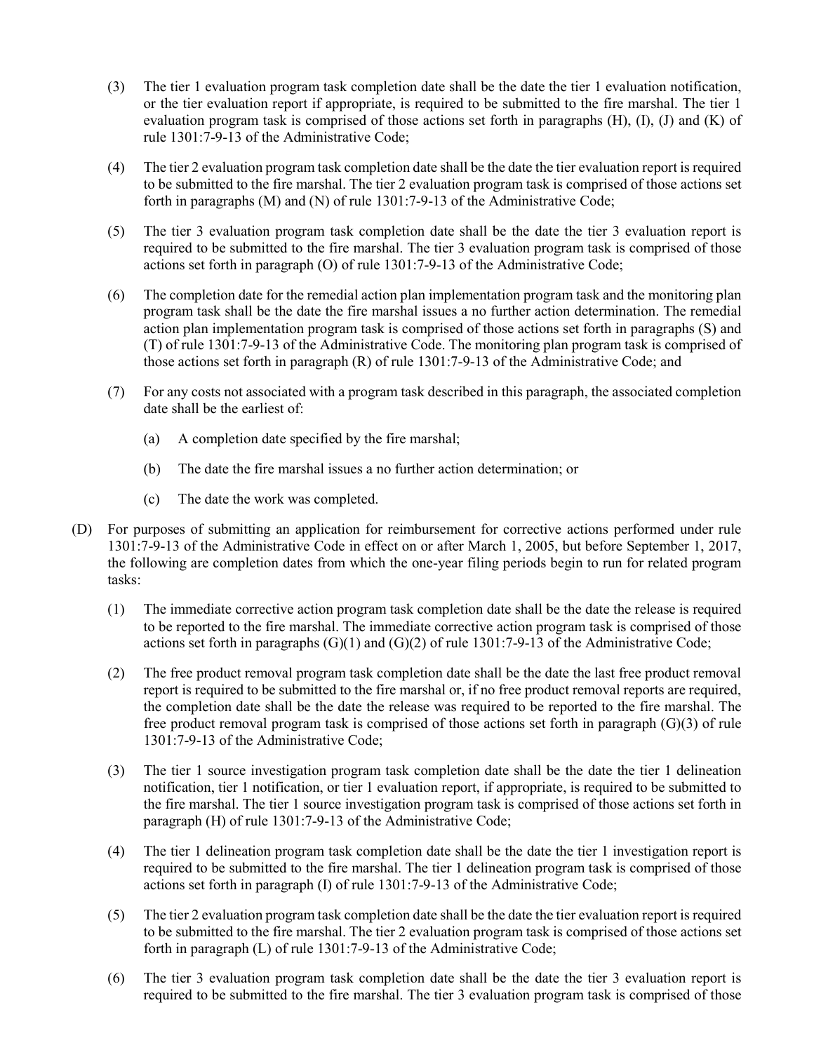(3) The tier 1 evaluation program task completion date shall be the date the tier 1 evaluation notification, or the tier evaluation report if appropriate, is required to be submitted to the fire marshal. The tier 1 evaluation program task is comprised of those actions set forth in paragraphs (H), (I), (J) and (K) of rule 1301:7-9-13 of the Administrative Code;

(4) The tier 2 evaluation program task completion date shall be the date the tier evaluation report is required to be submitted to the fire marshal. The tier 2 evaluation program task is comprised of those actions set forth in paragraphs (M) and (N) of rule 1301:7-9-13 of the Administrative Code;

(5) The tier 3 evaluation program task completion date shall be the date the tier 3 evaluation report is required to be submitted to the fire marshal. The tier 3 evaluation program task is comprised of those actions set forth in paragraph (O) of rule 1301:7-9-13 of the Administrative Code;

(6) The completion date for the remedial action plan implementation program task and the monitoring plan program task shall be the date the fire marshal issues a no further action determination. The remedial action plan implementation program task is comprised of those actions set forth in paragraphs (S) and (T) of rule 1301:7-9-13 of the Administrative Code. The monitoring plan program task is comprised of those actions set forth in paragraph (R) of rule 1301:7-9-13 of the Administrative Code; and

(7) For any costs not associated with a program task described in this paragraph, the associated completion date shall be the earliest of:

(a) A completion date specified by the fire marshal;

(b) The date the fire marshal issues a no further action determination; or

(c) The date the work was completed.

(D) For purposes of submitting an application for reimbursement for corrective actions performed under rule 1301:7-9-13 of the Administrative Code in effect on or after March 1, 2005, but before September 1, 2017, the following are completion dates from which the one-year filing periods begin to run for related program tasks:

(1) The immediate corrective action program task completion date shall be the date the release is required to be reported to the fire marshal. The immediate corrective action program task is comprised of those actions set forth in paragraphs (G)(1) and (G)(2) of rule 1301:7-9-13 of the Administrative Code;

(2) The free product removal program task completion date shall be the date the last free product removal report is required to be submitted to the fire marshal or, if no free product removal reports are required, the completion date shall be the date the release was required to be reported to the fire marshal. The free product removal program task is comprised of those actions set forth in paragraph (G)(3) of rule 1301:7-9-13 of the Administrative Code;

(3) The tier 1 source investigation program task completion date shall be the date the tier 1 delineation notification, tier 1 notification, or tier 1 evaluation report, if appropriate, is required to be submitted to the fire marshal. The tier 1 source investigation program task is comprised of those actions set forth in paragraph (H) of rule 1301:7-9-13 of the Administrative Code;

(4) The tier 1 delineation program task completion date shall be the date the tier 1 investigation report is required to be submitted to the fire marshal. The tier 1 delineation program task is comprised of those actions set forth in paragraph (I) of rule 1301:7-9-13 of the Administrative Code;

(5) The tier 2 evaluation program task completion date shall be the date the tier evaluation report is required to be submitted to the fire marshal. The tier 2 evaluation program task is comprised of those actions set forth in paragraph (L) of rule 1301:7-9-13 of the Administrative Code;

(6) The tier 3 evaluation program task completion date shall be the date the tier 3 evaluation report is required to be submitted to the fire marshal. The tier 3 evaluation program task is comprised of those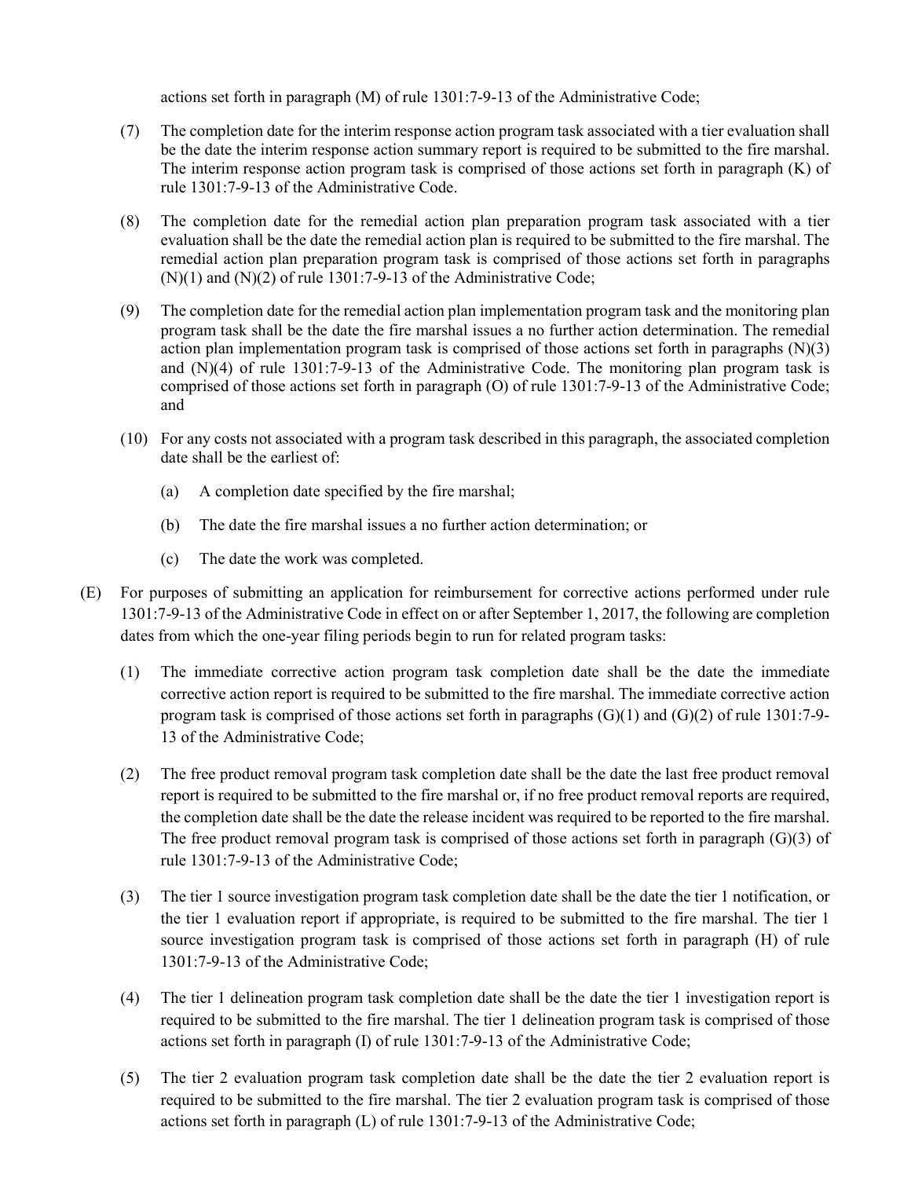actions set forth in paragraph (M) of rule 1301:7-9-13 of the Administrative Code;

(7) The completion date for the interim response action program task associated with a tier evaluation shall be the date the interim response action summary report is required to be submitted to the fire marshal. The interim response action program task is comprised of those actions set forth in paragraph (K) of rule 1301:7-9-13 of the Administrative Code.

(8) The completion date for the remedial action plan preparation program task associated with a tier evaluation shall be the date the remedial action plan is required to be submitted to the fire marshal. The remedial action plan preparation program task is comprised of those actions set forth in paragraphs (N)(1) and (N)(2) of rule 1301:7-9-13 of the Administrative Code;

(9) The completion date for the remedial action plan implementation program task and the monitoring plan program task shall be the date the fire marshal issues a no further action determination. The remedial action plan implementation program task is comprised of those actions set forth in paragraphs (N)(3) and (N)(4) of rule 1301:7-9-13 of the Administrative Code. The monitoring plan program task is comprised of those actions set forth in paragraph (O) of rule 1301:7-9-13 of the Administrative Code; and

(10) For any costs not associated with a program task described in this paragraph, the associated completion date shall be the earliest of:

(a) A completion date specified by the fire marshal;

(b) The date the fire marshal issues a no further action determination; or

(c) The date the work was completed.

(E) For purposes of submitting an application for reimbursement for corrective actions performed under rule 1301:7-9-13 of the Administrative Code in effect on or after September 1, 2017, the following are completion dates from which the one-year filing periods begin to run for related program tasks:

(1) The immediate corrective action program task completion date shall be the date the immediate corrective action report is required to be submitted to the fire marshal. The immediate corrective action program task is comprised of those actions set forth in paragraphs (G)(1) and (G)(2) of rule 1301:7-9-13 of the Administrative Code;

(2) The free product removal program task completion date shall be the date the last free product removal report is required to be submitted to the fire marshal or, if no free product removal reports are required, the completion date shall be the date the release incident was required to be reported to the fire marshal. The free product removal program task is comprised of those actions set forth in paragraph (G)(3) of rule 1301:7-9-13 of the Administrative Code;

(3) The tier 1 source investigation program task completion date shall be the date the tier 1 notification, or the tier 1 evaluation report if appropriate, is required to be submitted to the fire marshal. The tier 1 source investigation program task is comprised of those actions set forth in paragraph (H) of rule 1301:7-9-13 of the Administrative Code;

(4) The tier 1 delineation program task completion date shall be the date the tier 1 investigation report is required to be submitted to the fire marshal. The tier 1 delineation program task is comprised of those actions set forth in paragraph (I) of rule 1301:7-9-13 of the Administrative Code;

(5) The tier 2 evaluation program task completion date shall be the date the tier 2 evaluation report is required to be submitted to the fire marshal. The tier 2 evaluation program task is comprised of those actions set forth in paragraph (L) of rule 1301:7-9-13 of the Administrative Code;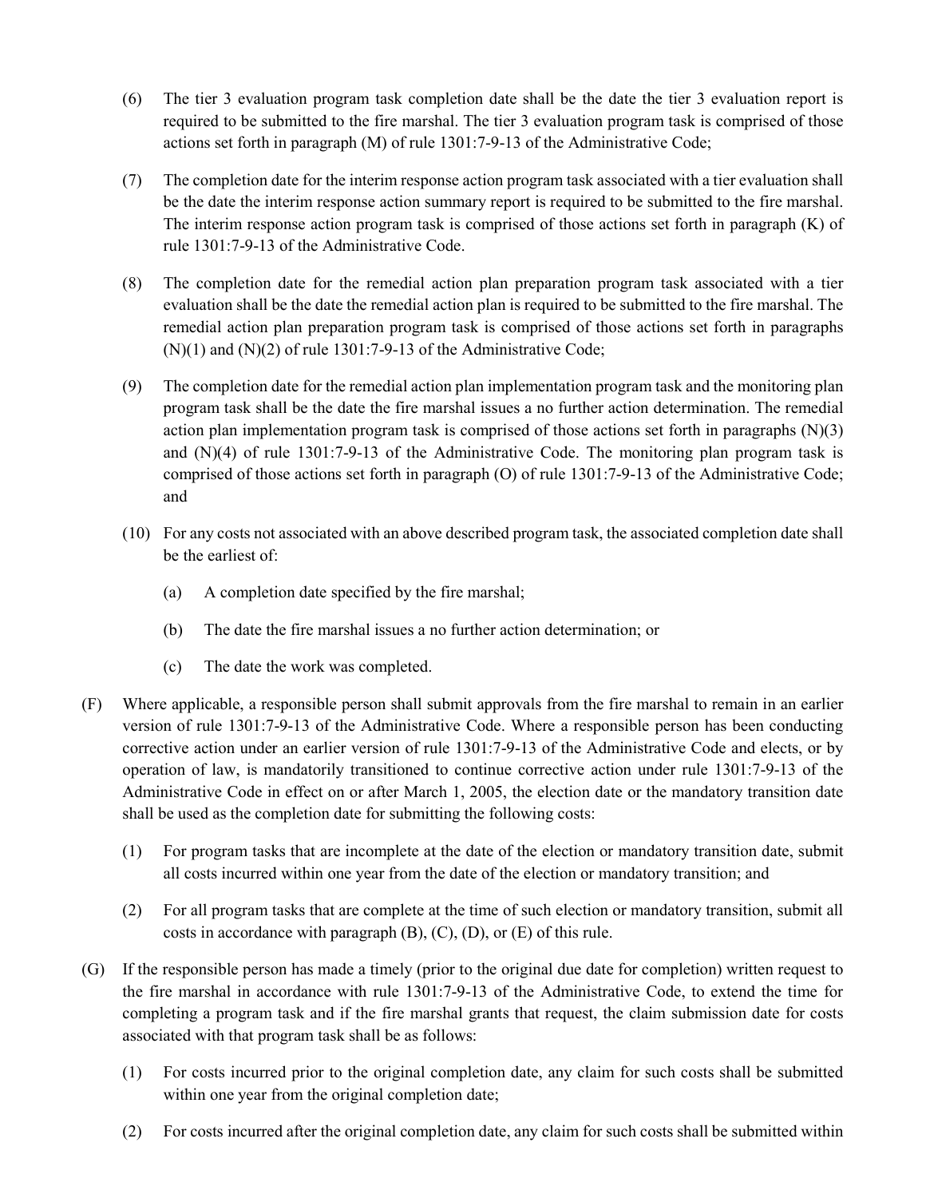(6) The tier 3 evaluation program task completion date shall be the date the tier 3 evaluation report is required to be submitted to the fire marshal. The tier 3 evaluation program task is comprised of those actions set forth in paragraph (M) of rule 1301:7-9-13 of the Administrative Code;

(7) The completion date for the interim response action program task associated with a tier evaluation shall be the date the interim response action summary report is required to be submitted to the fire marshal. The interim response action program task is comprised of those actions set forth in paragraph (K) of rule 1301:7-9-13 of the Administrative Code.

(8) The completion date for the remedial action plan preparation program task associated with a tier evaluation shall be the date the remedial action plan is required to be submitted to the fire marshal. The remedial action plan preparation program task is comprised of those actions set forth in paragraphs (N)(1) and (N)(2) of rule 1301:7-9-13 of the Administrative Code;

(9) The completion date for the remedial action plan implementation program task and the monitoring plan program task shall be the date the fire marshal issues a no further action determination. The remedial action plan implementation program task is comprised of those actions set forth in paragraphs (N)(3) and (N)(4) of rule 1301:7-9-13 of the Administrative Code. The monitoring plan program task is comprised of those actions set forth in paragraph (O) of rule 1301:7-9-13 of the Administrative Code; and

(10) For any costs not associated with an above described program task, the associated completion date shall be the earliest of:

(a) A completion date specified by the fire marshal;

(b) The date the fire marshal issues a no further action determination; or

(c) The date the work was completed.

(F) Where applicable, a responsible person shall submit approvals from the fire marshal to remain in an earlier version of rule 1301:7-9-13 of the Administrative Code. Where a responsible person has been conducting corrective action under an earlier version of rule 1301:7-9-13 of the Administrative Code and elects, or by operation of law, is mandatorily transitioned to continue corrective action under rule 1301:7-9-13 of the Administrative Code in effect on or after March 1, 2005, the election date or the mandatory transition date shall be used as the completion date for submitting the following costs:

(1) For program tasks that are incomplete at the date of the election or mandatory transition date, submit all costs incurred within one year from the date of the election or mandatory transition; and

(2) For all program tasks that are complete at the time of such election or mandatory transition, submit all costs in accordance with paragraph (B), (C), (D), or (E) of this rule.

(G) If the responsible person has made a timely (prior to the original due date for completion) written request to the fire marshal in accordance with rule 1301:7-9-13 of the Administrative Code, to extend the time for completing a program task and if the fire marshal grants that request, the claim submission date for costs associated with that program task shall be as follows:

(1) For costs incurred prior to the original completion date, any claim for such costs shall be submitted within one year from the original completion date;

(2) For costs incurred after the original completion date, any claim for such costs shall be submitted within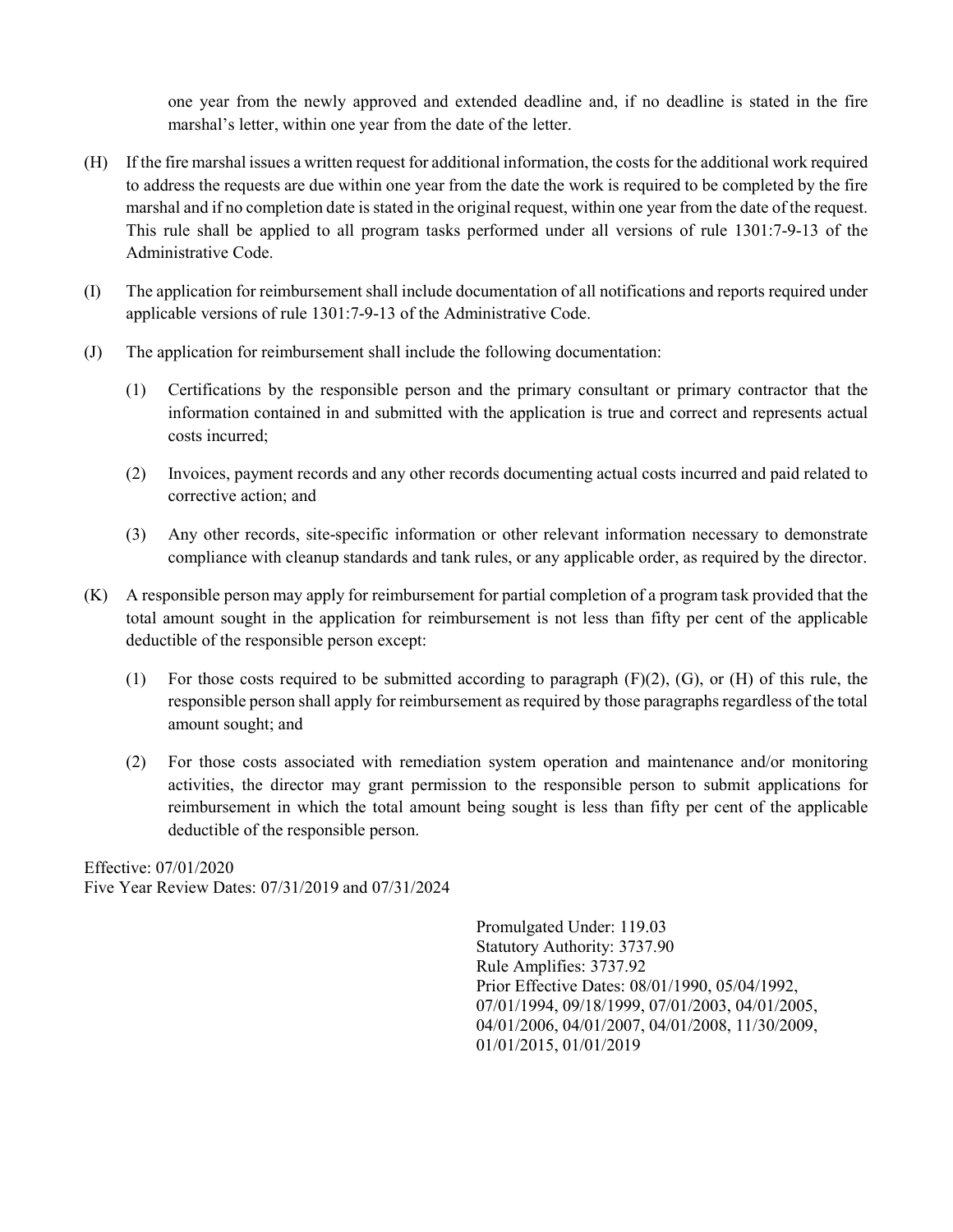one year from the newly approved and extended deadline and, if no deadline is stated in the fire marshal's letter, within one year from the date of the letter.

(H) If the fire marshal issues a written request for additional information, the costs for the additional work required to address the requests are due within one year from the date the work is required to be completed by the fire marshal and if no completion date is stated in the original request, within one year from the date of the request. This rule shall be applied to all program tasks performed under all versions of rule 1301:7-9-13 of the Administrative Code.

(I) The application for reimbursement shall include documentation of all notifications and reports required under applicable versions of rule 1301:7-9-13 of the Administrative Code.

(J) The application for reimbursement shall include the following documentation:

(1) Certifications by the responsible person and the primary consultant or primary contractor that the information contained in and submitted with the application is true and correct and represents actual costs incurred;

(2) Invoices, payment records and any other records documenting actual costs incurred and paid related to corrective action; and

(3) Any other records, site-specific information or other relevant information necessary to demonstrate compliance with cleanup standards and tank rules, or any applicable order, as required by the director.

(K) A responsible person may apply for reimbursement for partial completion of a program task provided that the total amount sought in the application for reimbursement is not less than fifty per cent of the applicable deductible of the responsible person except:

(1) For those costs required to be submitted according to paragraph (F)(2), (G), or (H) of this rule, the responsible person shall apply for reimbursement as required by those paragraphs regardless of the total amount sought; and

(2) For those costs associated with remediation system operation and maintenance and/or monitoring activities, the director may grant permission to the responsible person to submit applications for reimbursement in which the total amount being sought is less than fifty per cent of the applicable deductible of the responsible person.

Effective: 07/01/2020
Five Year Review Dates: 07/31/2019 and 07/31/2024

Promulgated Under: 119.03
Statutory Authority: 3737.90
Rule Amplifies: 3737.92
Prior Effective Dates: 08/01/1990, 05/04/1992, 07/01/1994, 09/18/1999, 07/01/2003, 04/01/2005, 04/01/2006, 04/01/2007, 04/01/2008, 11/30/2009, 01/01/2015, 01/01/2019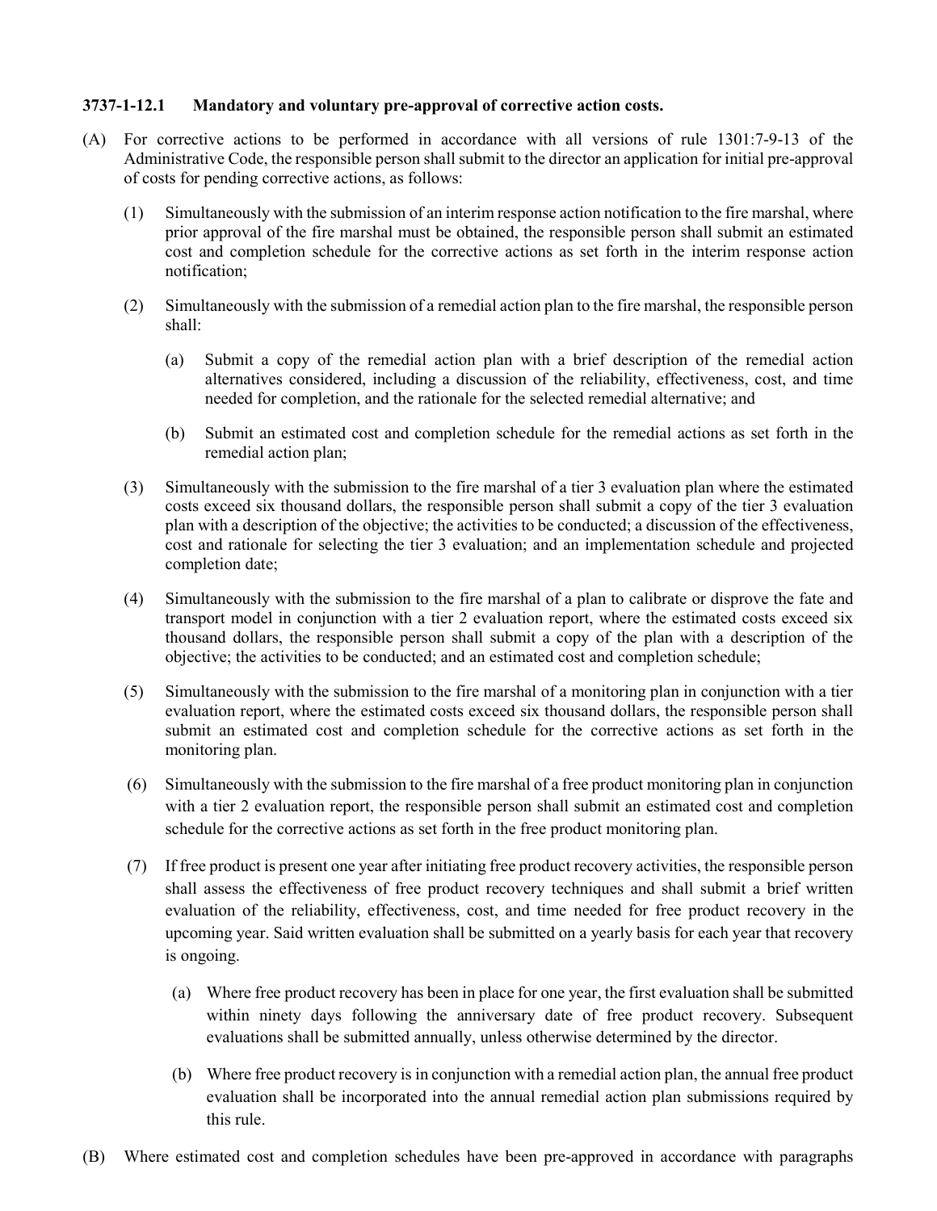**3737-1-12.1 Mandatory and voluntary pre-approval of corrective action costs.**

(A) For corrective actions to be performed in accordance with all versions of rule 1301:7-9-13 of the Administrative Code, the responsible person shall submit to the director an application for initial pre-approval of costs for pending corrective actions, as follows:

(1) Simultaneously with the submission of an interim response action notification to the fire marshal, where prior approval of the fire marshal must be obtained, the responsible person shall submit an estimated cost and completion schedule for the corrective actions as set forth in the interim response action notification;

(2) Simultaneously with the submission of a remedial action plan to the fire marshal, the responsible person shall:

(a) Submit a copy of the remedial action plan with a brief description of the remedial action alternatives considered, including a discussion of the reliability, effectiveness, cost, and time needed for completion, and the rationale for the selected remedial alternative; and

(b) Submit an estimated cost and completion schedule for the remedial actions as set forth in the remedial action plan;

(3) Simultaneously with the submission to the fire marshal of a tier 3 evaluation plan where the estimated costs exceed six thousand dollars, the responsible person shall submit a copy of the tier 3 evaluation plan with a description of the objective; the activities to be conducted; a discussion of the effectiveness, cost and rationale for selecting the tier 3 evaluation; and an implementation schedule and projected completion date;

(4) Simultaneously with the submission to the fire marshal of a plan to calibrate or disprove the fate and transport model in conjunction with a tier 2 evaluation report, where the estimated costs exceed six thousand dollars, the responsible person shall submit a copy of the plan with a description of the objective; the activities to be conducted; and an estimated cost and completion schedule;

(5) Simultaneously with the submission to the fire marshal of a monitoring plan in conjunction with a tier evaluation report, where the estimated costs exceed six thousand dollars, the responsible person shall submit an estimated cost and completion schedule for the corrective actions as set forth in the monitoring plan.

(6) Simultaneously with the submission to the fire marshal of a free product monitoring plan in conjunction with a tier 2 evaluation report, the responsible person shall submit an estimated cost and completion schedule for the corrective actions as set forth in the free product monitoring plan.

(7) If free product is present one year after initiating free product recovery activities, the responsible person shall assess the effectiveness of free product recovery techniques and shall submit a brief written evaluation of the reliability, effectiveness, cost, and time needed for free product recovery in the upcoming year. Said written evaluation shall be submitted on a yearly basis for each year that recovery is ongoing.

(a) Where free product recovery has been in place for one year, the first evaluation shall be submitted within ninety days following the anniversary date of free product recovery. Subsequent evaluations shall be submitted annually, unless otherwise determined by the director.

(b) Where free product recovery is in conjunction with a remedial action plan, the annual free product evaluation shall be incorporated into the annual remedial action plan submissions required by this rule.

(B) Where estimated cost and completion schedules have been pre-approved in accordance with paragraphs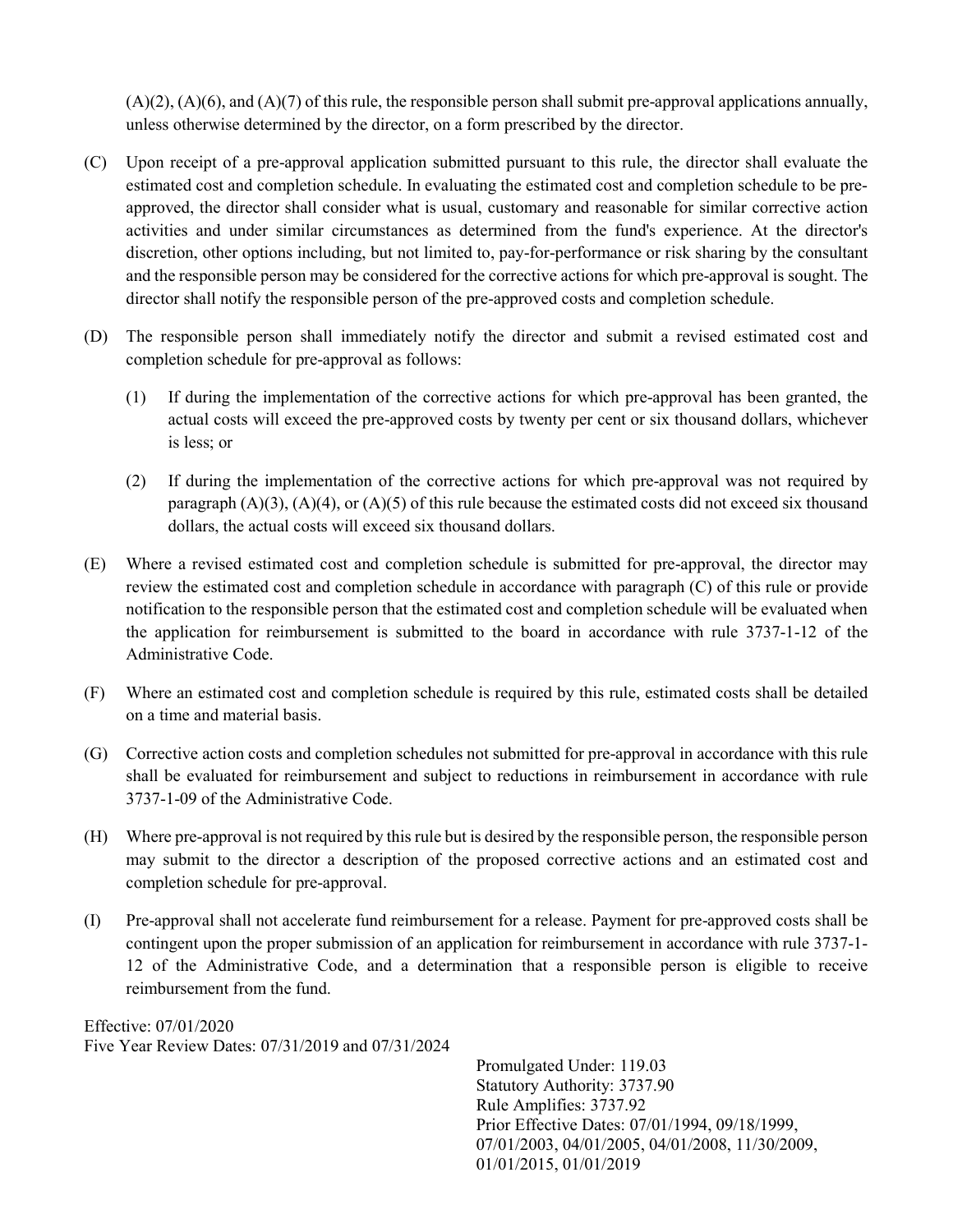(A)(2), (A)(6), and (A)(7) of this rule, the responsible person shall submit pre-approval applications annually, unless otherwise determined by the director, on a form prescribed by the director.

(C) Upon receipt of a pre-approval application submitted pursuant to this rule, the director shall evaluate the estimated cost and completion schedule. In evaluating the estimated cost and completion schedule to be pre-approved, the director shall consider what is usual, customary and reasonable for similar corrective action activities and under similar circumstances as determined from the fund's experience. At the director's discretion, other options including, but not limited to, pay-for-performance or risk sharing by the consultant and the responsible person may be considered for the corrective actions for which pre-approval is sought. The director shall notify the responsible person of the pre-approved costs and completion schedule.

(D) The responsible person shall immediately notify the director and submit a revised estimated cost and completion schedule for pre-approval as follows:

(1) If during the implementation of the corrective actions for which pre-approval has been granted, the actual costs will exceed the pre-approved costs by twenty per cent or six thousand dollars, whichever is less; or

(2) If during the implementation of the corrective actions for which pre-approval was not required by paragraph (A)(3), (A)(4), or (A)(5) of this rule because the estimated costs did not exceed six thousand dollars, the actual costs will exceed six thousand dollars.

(E) Where a revised estimated cost and completion schedule is submitted for pre-approval, the director may review the estimated cost and completion schedule in accordance with paragraph (C) of this rule or provide notification to the responsible person that the estimated cost and completion schedule will be evaluated when the application for reimbursement is submitted to the board in accordance with rule 3737-1-12 of the Administrative Code.

(F) Where an estimated cost and completion schedule is required by this rule, estimated costs shall be detailed on a time and material basis.

(G) Corrective action costs and completion schedules not submitted for pre-approval in accordance with this rule shall be evaluated for reimbursement and subject to reductions in reimbursement in accordance with rule 3737-1-09 of the Administrative Code.

(H) Where pre-approval is not required by this rule but is desired by the responsible person, the responsible person may submit to the director a description of the proposed corrective actions and an estimated cost and completion schedule for pre-approval.

(I) Pre-approval shall not accelerate fund reimbursement for a release. Payment for pre-approved costs shall be contingent upon the proper submission of an application for reimbursement in accordance with rule 3737-1-12 of the Administrative Code, and a determination that a responsible person is eligible to receive reimbursement from the fund.

Effective: 07/01/2020
Five Year Review Dates: 07/31/2019 and 07/31/2024

Promulgated Under: 119.03
Statutory Authority: 3737.90
Rule Amplifies: 3737.92
Prior Effective Dates: 07/01/1994, 09/18/1999, 07/01/2003, 04/01/2005, 04/01/2008, 11/30/2009, 01/01/2015, 01/01/2019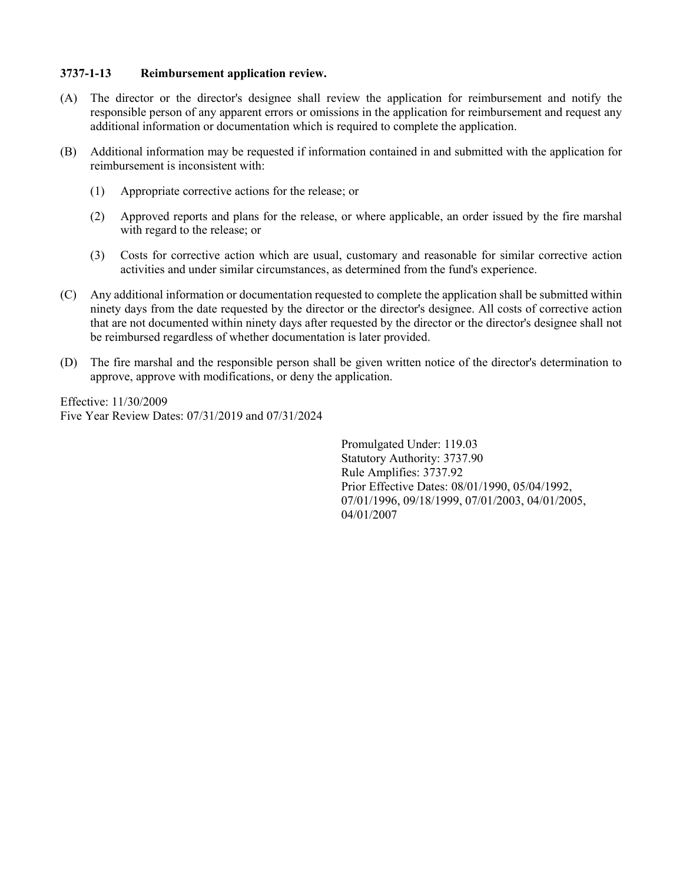**3737-1-13 Reimbursement application review.**

(A) The director or the director's designee shall review the application for reimbursement and notify the responsible person of any apparent errors or omissions in the application for reimbursement and request any additional information or documentation which is required to complete the application.

(B) Additional information may be requested if information contained in and submitted with the application for reimbursement is inconsistent with:

(1) Appropriate corrective actions for the release; or

(2) Approved reports and plans for the release, or where applicable, an order issued by the fire marshal with regard to the release; or

(3) Costs for corrective action which are usual, customary and reasonable for similar corrective action activities and under similar circumstances, as determined from the fund's experience.

(C) Any additional information or documentation requested to complete the application shall be submitted within ninety days from the date requested by the director or the director's designee. All costs of corrective action that are not documented within ninety days after requested by the director or the director's designee shall not be reimbursed regardless of whether documentation is later provided.

(D) The fire marshal and the responsible person shall be given written notice of the director's determination to approve, approve with modifications, or deny the application.

Effective: 11/30/2009
Five Year Review Dates: 07/31/2019 and 07/31/2024

Promulgated Under: 119.03
Statutory Authority: 3737.90
Rule Amplifies: 3737.92
Prior Effective Dates: 08/01/1990, 05/04/1992, 07/01/1996, 09/18/1999, 07/01/2003, 04/01/2005, 04/01/2007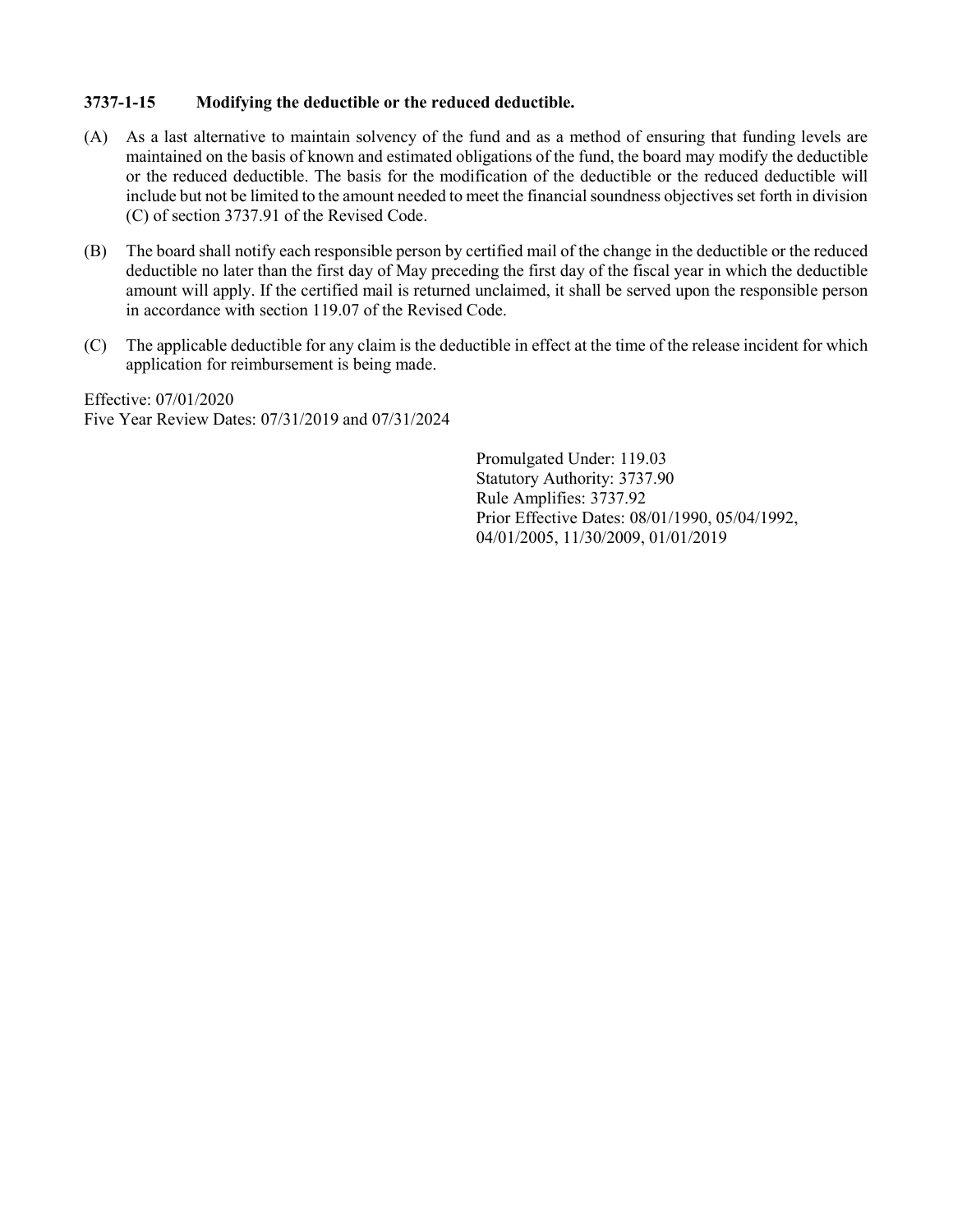### 3737-1-15 Modifying the deductible or the reduced deductible.

(A) As a last alternative to maintain solvency of the fund and as a method of ensuring that funding levels are maintained on the basis of known and estimated obligations of the fund, the board may modify the deductible or the reduced deductible. The basis for the modification of the deductible or the reduced deductible will include but not be limited to the amount needed to meet the financial soundness objectives set forth in division (C) of section 3737.91 of the Revised Code.

(B) The board shall notify each responsible person by certified mail of the change in the deductible or the reduced deductible no later than the first day of May preceding the first day of the fiscal year in which the deductible amount will apply. If the certified mail is returned unclaimed, it shall be served upon the responsible person in accordance with section 119.07 of the Revised Code.

(C) The applicable deductible for any claim is the deductible in effect at the time of the release incident for which application for reimbursement is being made.

Effective: 07/01/2020
Five Year Review Dates: 07/31/2019 and 07/31/2024

Promulgated Under: 119.03
Statutory Authority: 3737.90
Rule Amplifies: 3737.92
Prior Effective Dates: 08/01/1990, 05/04/1992, 04/01/2005, 11/30/2009, 01/01/2019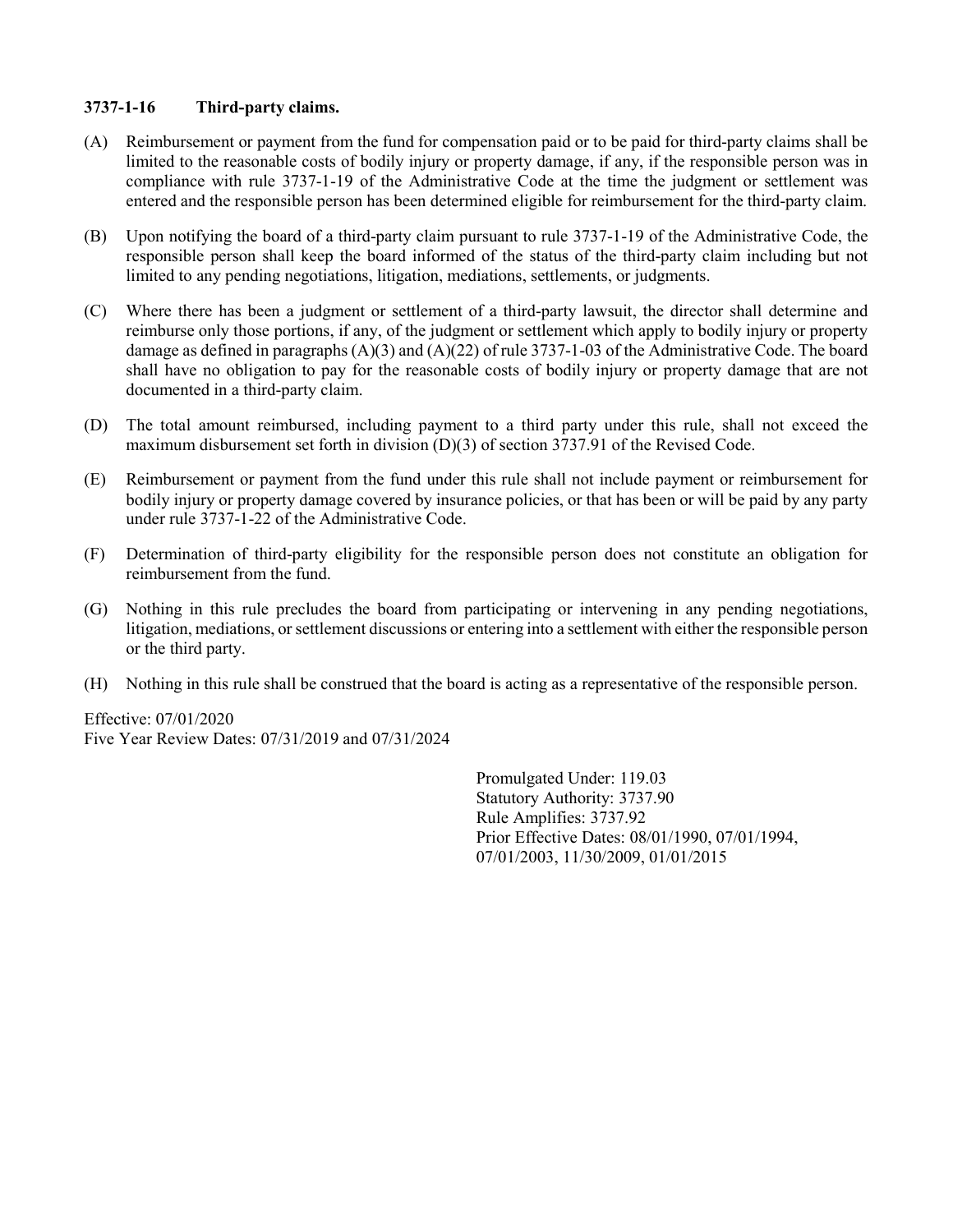### 3737-1-16 Third-party claims.

(A) Reimbursement or payment from the fund for compensation paid or to be paid for third-party claims shall be limited to the reasonable costs of bodily injury or property damage, if any, if the responsible person was in compliance with rule 3737-1-19 of the Administrative Code at the time the judgment or settlement was entered and the responsible person has been determined eligible for reimbursement for the third-party claim.

(B) Upon notifying the board of a third-party claim pursuant to rule 3737-1-19 of the Administrative Code, the responsible person shall keep the board informed of the status of the third-party claim including but not limited to any pending negotiations, litigation, mediations, settlements, or judgments.

(C) Where there has been a judgment or settlement of a third-party lawsuit, the director shall determine and reimburse only those portions, if any, of the judgment or settlement which apply to bodily injury or property damage as defined in paragraphs (A)(3) and (A)(22) of rule 3737-1-03 of the Administrative Code. The board shall have no obligation to pay for the reasonable costs of bodily injury or property damage that are not documented in a third-party claim.

(D) The total amount reimbursed, including payment to a third party under this rule, shall not exceed the maximum disbursement set forth in division (D)(3) of section 3737.91 of the Revised Code.

(E) Reimbursement or payment from the fund under this rule shall not include payment or reimbursement for bodily injury or property damage covered by insurance policies, or that has been or will be paid by any party under rule 3737-1-22 of the Administrative Code.

(F) Determination of third-party eligibility for the responsible person does not constitute an obligation for reimbursement from the fund.

(G) Nothing in this rule precludes the board from participating or intervening in any pending negotiations, litigation, mediations, or settlement discussions or entering into a settlement with either the responsible person or the third party.

(H) Nothing in this rule shall be construed that the board is acting as a representative of the responsible person.

Effective: 07/01/2020
Five Year Review Dates: 07/31/2019 and 07/31/2024

Promulgated Under: 119.03
Statutory Authority: 3737.90
Rule Amplifies: 3737.92
Prior Effective Dates: 08/01/1990, 07/01/1994, 07/01/2003, 11/30/2009, 01/01/2015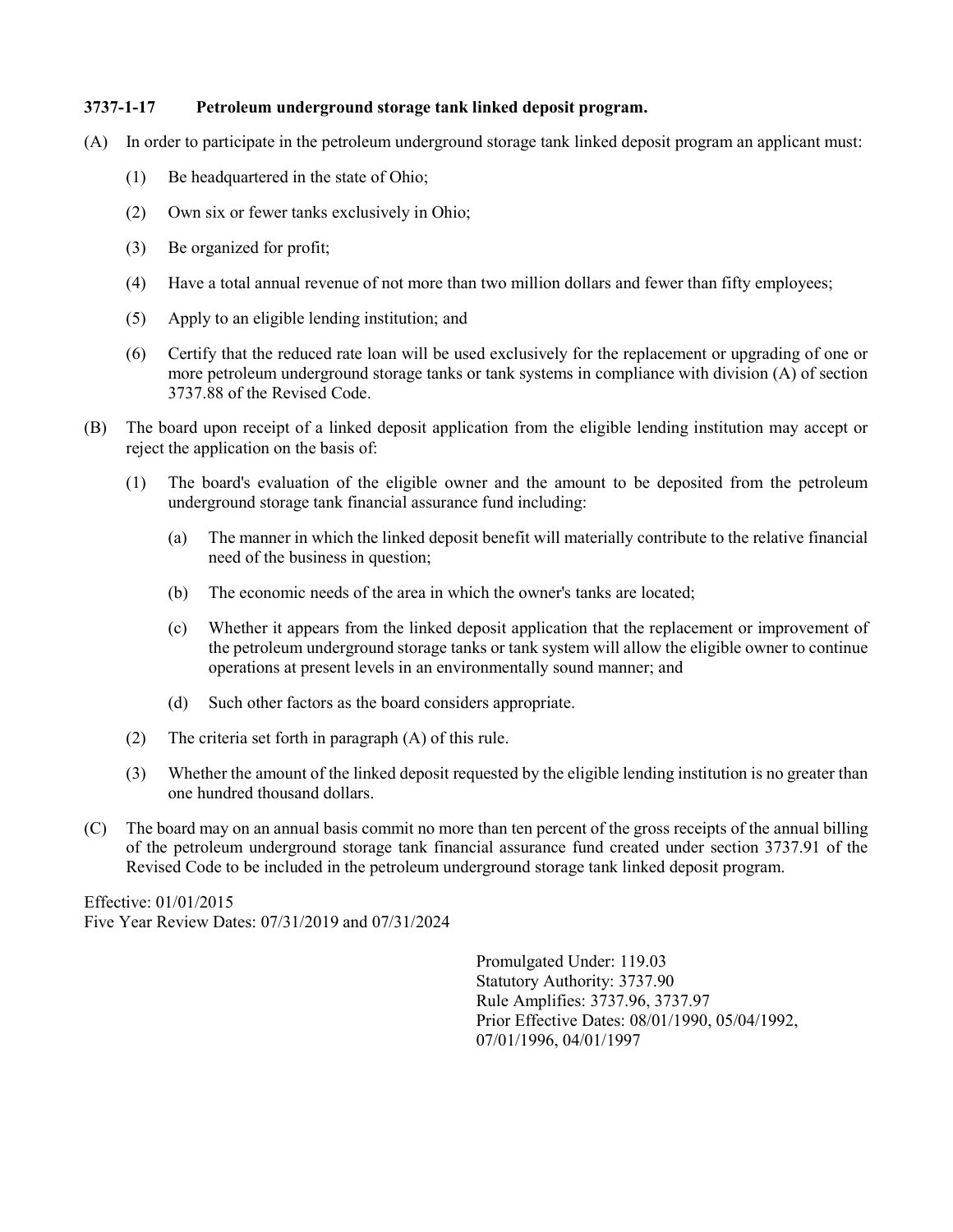**3737-1-17 Petroleum underground storage tank linked deposit program.**

(A) In order to participate in the petroleum underground storage tank linked deposit program an applicant must:

(1) Be headquartered in the state of Ohio;

(2) Own six or fewer tanks exclusively in Ohio;

(3) Be organized for profit;

(4) Have a total annual revenue of not more than two million dollars and fewer than fifty employees;

(5) Apply to an eligible lending institution; and

(6) Certify that the reduced rate loan will be used exclusively for the replacement or upgrading of one or more petroleum underground storage tanks or tank systems in compliance with division (A) of section 3737.88 of the Revised Code.

(B) The board upon receipt of a linked deposit application from the eligible lending institution may accept or reject the application on the basis of:

(1) The board's evaluation of the eligible owner and the amount to be deposited from the petroleum underground storage tank financial assurance fund including:

(a) The manner in which the linked deposit benefit will materially contribute to the relative financial need of the business in question;

(b) The economic needs of the area in which the owner's tanks are located;

(c) Whether it appears from the linked deposit application that the replacement or improvement of the petroleum underground storage tanks or tank system will allow the eligible owner to continue operations at present levels in an environmentally sound manner; and

(d) Such other factors as the board considers appropriate.

(2) The criteria set forth in paragraph (A) of this rule.

(3) Whether the amount of the linked deposit requested by the eligible lending institution is no greater than one hundred thousand dollars.

(C) The board may on an annual basis commit no more than ten percent of the gross receipts of the annual billing of the petroleum underground storage tank financial assurance fund created under section 3737.91 of the Revised Code to be included in the petroleum underground storage tank linked deposit program.

Effective: 01/01/2015
Five Year Review Dates: 07/31/2019 and 07/31/2024

Promulgated Under: 119.03
Statutory Authority: 3737.90
Rule Amplifies: 3737.96, 3737.97
Prior Effective Dates: 08/01/1990, 05/04/1992, 07/01/1996, 04/01/1997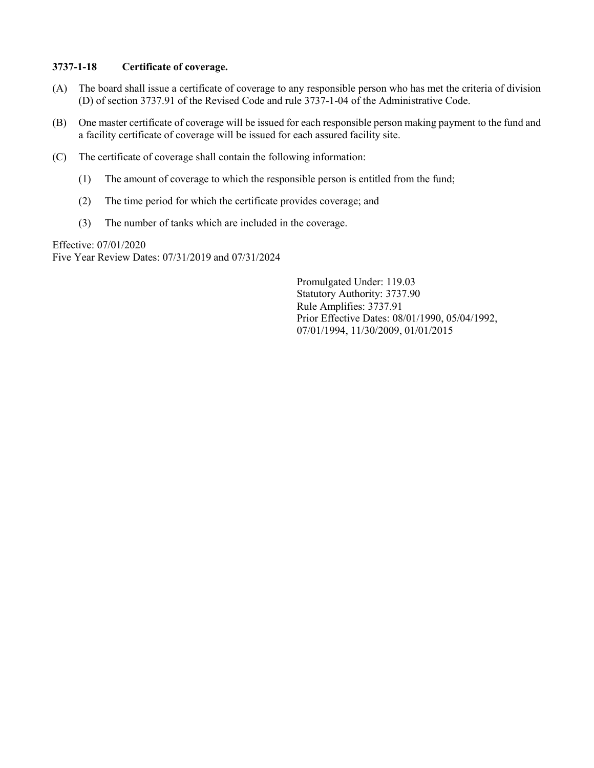### 3737-1-18 Certificate of coverage.

(A) The board shall issue a certificate of coverage to any responsible person who has met the criteria of division (D) of section 3737.91 of the Revised Code and rule 3737-1-04 of the Administrative Code.

(B) One master certificate of coverage will be issued for each responsible person making payment to the fund and a facility certificate of coverage will be issued for each assured facility site.

(C) The certificate of coverage shall contain the following information:

(1) The amount of coverage to which the responsible person is entitled from the fund;

(2) The time period for which the certificate provides coverage; and

(3) The number of tanks which are included in the coverage.

Effective: 07/01/2020
Five Year Review Dates: 07/31/2019 and 07/31/2024

Promulgated Under: 119.03
Statutory Authority: 3737.90
Rule Amplifies: 3737.91
Prior Effective Dates: 08/01/1990, 05/04/1992, 07/01/1994, 11/30/2009, 01/01/2015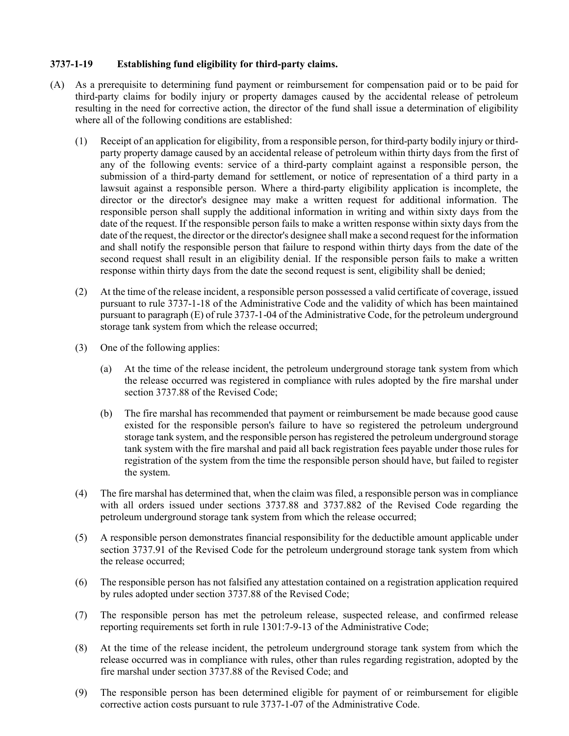### 3737-1-19 Establishing fund eligibility for third-party claims.

(A) As a prerequisite to determining fund payment or reimbursement for compensation paid or to be paid for third-party claims for bodily injury or property damages caused by the accidental release of petroleum resulting in the need for corrective action, the director of the fund shall issue a determination of eligibility where all of the following conditions are established:

(1) Receipt of an application for eligibility, from a responsible person, for third-party bodily injury or third-party property damage caused by an accidental release of petroleum within thirty days from the first of any of the following events: service of a third-party complaint against a responsible person, the submission of a third-party demand for settlement, or notice of representation of a third party in a lawsuit against a responsible person. Where a third-party eligibility application is incomplete, the director or the director's designee may make a written request for additional information. The responsible person shall supply the additional information in writing and within sixty days from the date of the request. If the responsible person fails to make a written response within sixty days from the date of the request, the director or the director's designee shall make a second request for the information and shall notify the responsible person that failure to respond within thirty days from the date of the second request shall result in an eligibility denial. If the responsible person fails to make a written response within thirty days from the date the second request is sent, eligibility shall be denied;

(2) At the time of the release incident, a responsible person possessed a valid certificate of coverage, issued pursuant to rule 3737-1-18 of the Administrative Code and the validity of which has been maintained pursuant to paragraph (E) of rule 3737-1-04 of the Administrative Code, for the petroleum underground storage tank system from which the release occurred;

(3) One of the following applies:

(a) At the time of the release incident, the petroleum underground storage tank system from which the release occurred was registered in compliance with rules adopted by the fire marshal under section 3737.88 of the Revised Code;

(b) The fire marshal has recommended that payment or reimbursement be made because good cause existed for the responsible person's failure to have so registered the petroleum underground storage tank system, and the responsible person has registered the petroleum underground storage tank system with the fire marshal and paid all back registration fees payable under those rules for registration of the system from the time the responsible person should have, but failed to register the system.

(4) The fire marshal has determined that, when the claim was filed, a responsible person was in compliance with all orders issued under sections 3737.88 and 3737.882 of the Revised Code regarding the petroleum underground storage tank system from which the release occurred;

(5) A responsible person demonstrates financial responsibility for the deductible amount applicable under section 3737.91 of the Revised Code for the petroleum underground storage tank system from which the release occurred;

(6) The responsible person has not falsified any attestation contained on a registration application required by rules adopted under section 3737.88 of the Revised Code;

(7) The responsible person has met the petroleum release, suspected release, and confirmed release reporting requirements set forth in rule 1301:7-9-13 of the Administrative Code;

(8) At the time of the release incident, the petroleum underground storage tank system from which the release occurred was in compliance with rules, other than rules regarding registration, adopted by the fire marshal under section 3737.88 of the Revised Code; and

(9) The responsible person has been determined eligible for payment of or reimbursement for eligible corrective action costs pursuant to rule 3737-1-07 of the Administrative Code.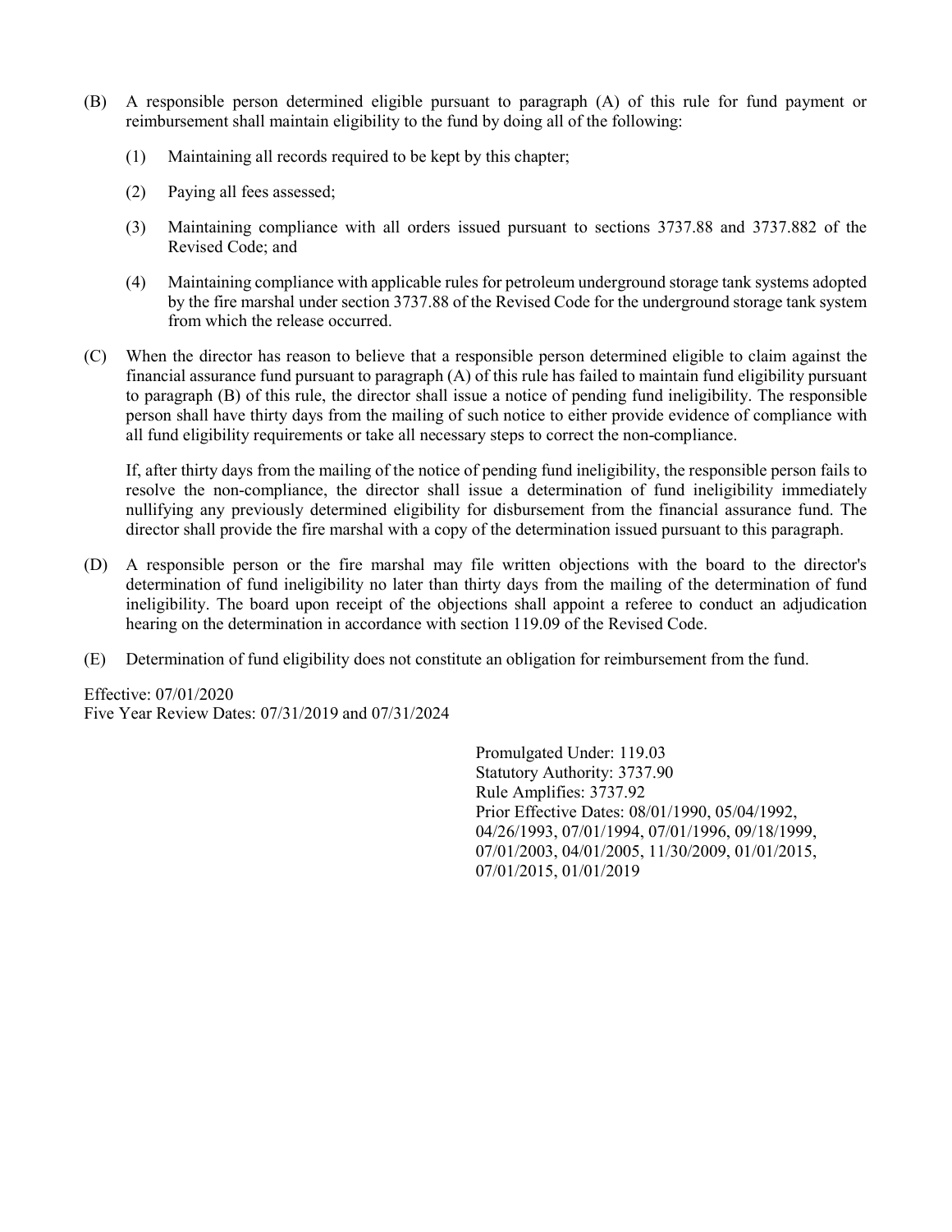(B) A responsible person determined eligible pursuant to paragraph (A) of this rule for fund payment or reimbursement shall maintain eligibility to the fund by doing all of the following:

   (1) Maintaining all records required to be kept by this chapter;

   (2) Paying all fees assessed;

   (3) Maintaining compliance with all orders issued pursuant to sections 3737.88 and 3737.882 of the Revised Code; and

   (4) Maintaining compliance with applicable rules for petroleum underground storage tank systems adopted by the fire marshal under section 3737.88 of the Revised Code for the underground storage tank system from which the release occurred.

(C) When the director has reason to believe that a responsible person determined eligible to claim against the financial assurance fund pursuant to paragraph (A) of this rule has failed to maintain fund eligibility pursuant to paragraph (B) of this rule, the director shall issue a notice of pending fund ineligibility. The responsible person shall have thirty days from the mailing of such notice to either provide evidence of compliance with all fund eligibility requirements or take all necessary steps to correct the non-compliance.

If, after thirty days from the mailing of the notice of pending fund ineligibility, the responsible person fails to resolve the non-compliance, the director shall issue a determination of fund ineligibility immediately nullifying any previously determined eligibility for disbursement from the financial assurance fund. The director shall provide the fire marshal with a copy of the determination issued pursuant to this paragraph.

(D) A responsible person or the fire marshal may file written objections with the board to the director's determination of fund ineligibility no later than thirty days from the mailing of the determination of fund ineligibility. The board upon receipt of the objections shall appoint a referee to conduct an adjudication hearing on the determination in accordance with section 119.09 of the Revised Code.

(E) Determination of fund eligibility does not constitute an obligation for reimbursement from the fund.

Effective: 07/01/2020
Five Year Review Dates: 07/31/2019 and 07/31/2024

Promulgated Under: 119.03
Statutory Authority: 3737.90
Rule Amplifies: 3737.92
Prior Effective Dates: 08/01/1990, 05/04/1992, 04/26/1993, 07/01/1994, 07/01/1996, 09/18/1999, 07/01/2003, 04/01/2005, 11/30/2009, 01/01/2015, 07/01/2015, 01/01/2019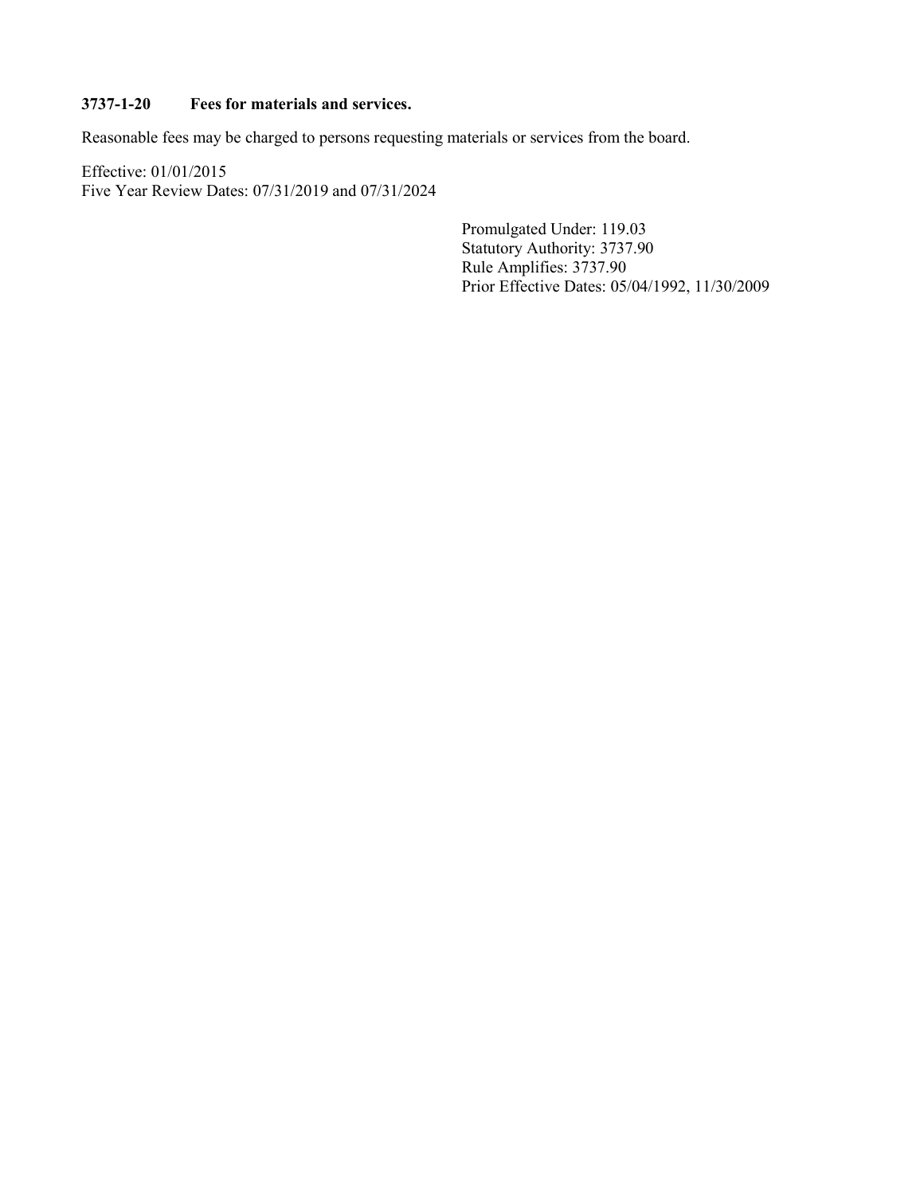**3737-1-20 Fees for materials and services.**

Reasonable fees may be charged to persons requesting materials or services from the board.

Effective: 01/01/2015
Five Year Review Dates: 07/31/2019 and 07/31/2024

Promulgated Under: 119.03
Statutory Authority: 3737.90
Rule Amplifies: 3737.90
Prior Effective Dates: 05/04/1992, 11/30/2009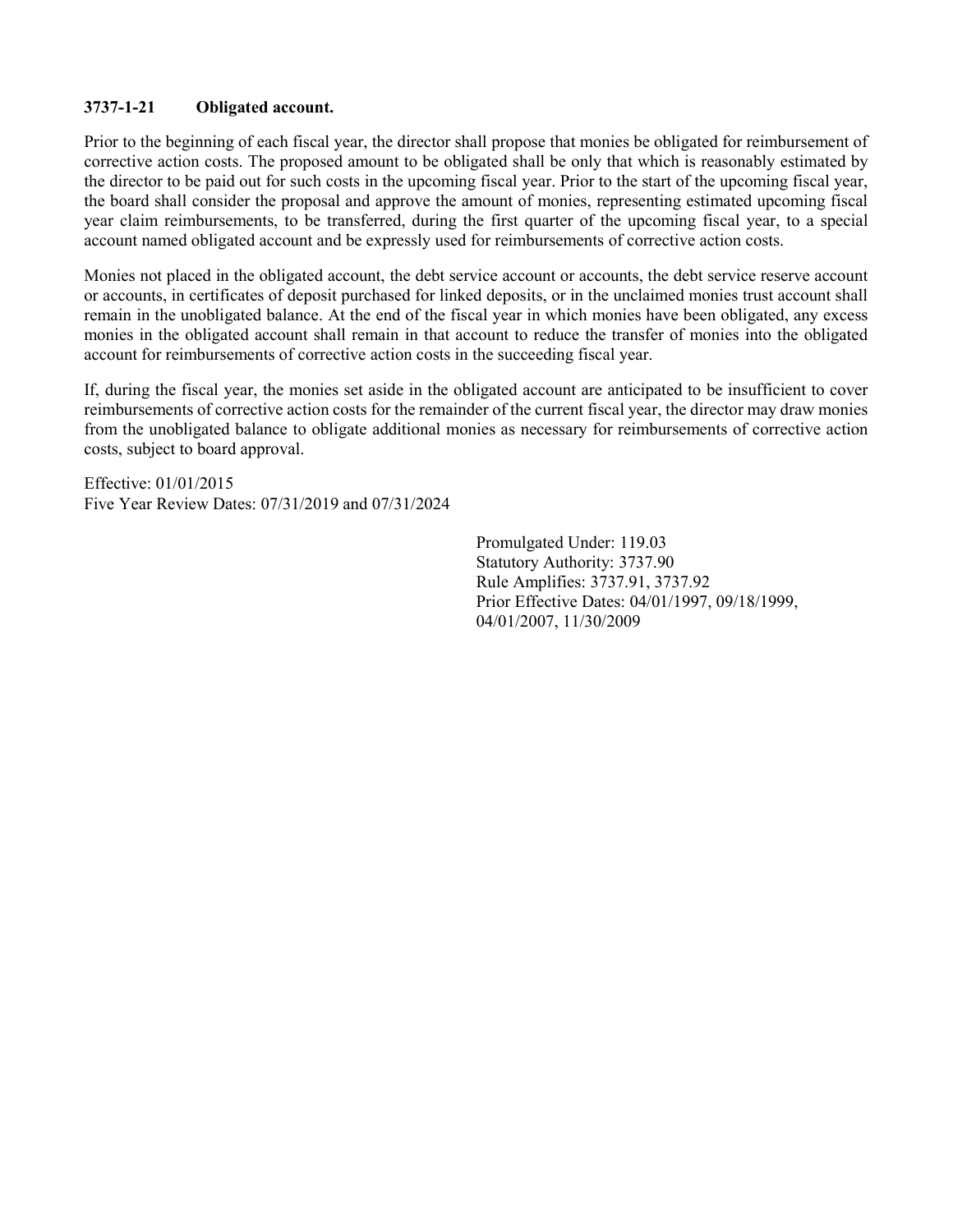**3737-1-21 Obligated account.**

Prior to the beginning of each fiscal year, the director shall propose that monies be obligated for reimbursement of corrective action costs. The proposed amount to be obligated shall be only that which is reasonably estimated by the director to be paid out for such costs in the upcoming fiscal year. Prior to the start of the upcoming fiscal year, the board shall consider the proposal and approve the amount of monies, representing estimated upcoming fiscal year claim reimbursements, to be transferred, during the first quarter of the upcoming fiscal year, to a special account named obligated account and be expressly used for reimbursements of corrective action costs.

Monies not placed in the obligated account, the debt service account or accounts, the debt service reserve account or accounts, in certificates of deposit purchased for linked deposits, or in the unclaimed monies trust account shall remain in the unobligated balance. At the end of the fiscal year in which monies have been obligated, any excess monies in the obligated account shall remain in that account to reduce the transfer of monies into the obligated account for reimbursements of corrective action costs in the succeeding fiscal year.

If, during the fiscal year, the monies set aside in the obligated account are anticipated to be insufficient to cover reimbursements of corrective action costs for the remainder of the current fiscal year, the director may draw monies from the unobligated balance to obligate additional monies as necessary for reimbursements of corrective action costs, subject to board approval.

Effective: 01/01/2015
Five Year Review Dates: 07/31/2019 and 07/31/2024

Promulgated Under: 119.03
Statutory Authority: 3737.90
Rule Amplifies: 3737.91, 3737.92
Prior Effective Dates: 04/01/1997, 09/18/1999, 04/01/2007, 11/30/2009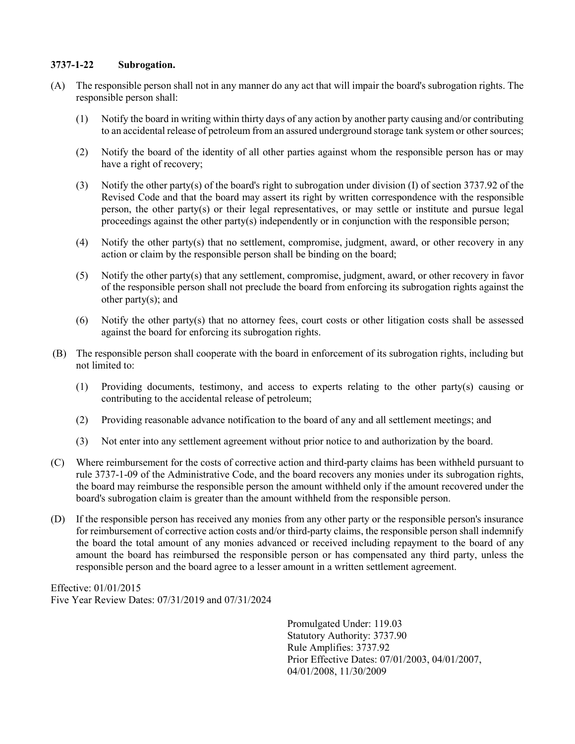### 3737-1-22 Subrogation.

(A) The responsible person shall not in any manner do any act that will impair the board's subrogation rights. The responsible person shall:

(1) Notify the board in writing within thirty days of any action by another party causing and/or contributing to an accidental release of petroleum from an assured underground storage tank system or other sources;

(2) Notify the board of the identity of all other parties against whom the responsible person has or may have a right of recovery;

(3) Notify the other party(s) of the board's right to subrogation under division (I) of section 3737.92 of the Revised Code and that the board may assert its right by written correspondence with the responsible person, the other party(s) or their legal representatives, or may settle or institute and pursue legal proceedings against the other party(s) independently or in conjunction with the responsible person;

(4) Notify the other party(s) that no settlement, compromise, judgment, award, or other recovery in any action or claim by the responsible person shall be binding on the board;

(5) Notify the other party(s) that any settlement, compromise, judgment, award, or other recovery in favor of the responsible person shall not preclude the board from enforcing its subrogation rights against the other party(s); and

(6) Notify the other party(s) that no attorney fees, court costs or other litigation costs shall be assessed against the board for enforcing its subrogation rights.

(B) The responsible person shall cooperate with the board in enforcement of its subrogation rights, including but not limited to:

(1) Providing documents, testimony, and access to experts relating to the other party(s) causing or contributing to the accidental release of petroleum;

(2) Providing reasonable advance notification to the board of any and all settlement meetings; and

(3) Not enter into any settlement agreement without prior notice to and authorization by the board.

(C) Where reimbursement for the costs of corrective action and third-party claims has been withheld pursuant to rule 3737-1-09 of the Administrative Code, and the board recovers any monies under its subrogation rights, the board may reimburse the responsible person the amount withheld only if the amount recovered under the board's subrogation claim is greater than the amount withheld from the responsible person.

(D) If the responsible person has received any monies from any other party or the responsible person's insurance for reimbursement of corrective action costs and/or third-party claims, the responsible person shall indemnify the board the total amount of any monies advanced or received including repayment to the board of any amount the board has reimbursed the responsible person or has compensated any third party, unless the responsible person and the board agree to a lesser amount in a written settlement agreement.

Effective: 01/01/2015
Five Year Review Dates: 07/31/2019 and 07/31/2024

Promulgated Under: 119.03
Statutory Authority: 3737.90
Rule Amplifies: 3737.92
Prior Effective Dates: 07/01/2003, 04/01/2007, 04/01/2008, 11/30/2009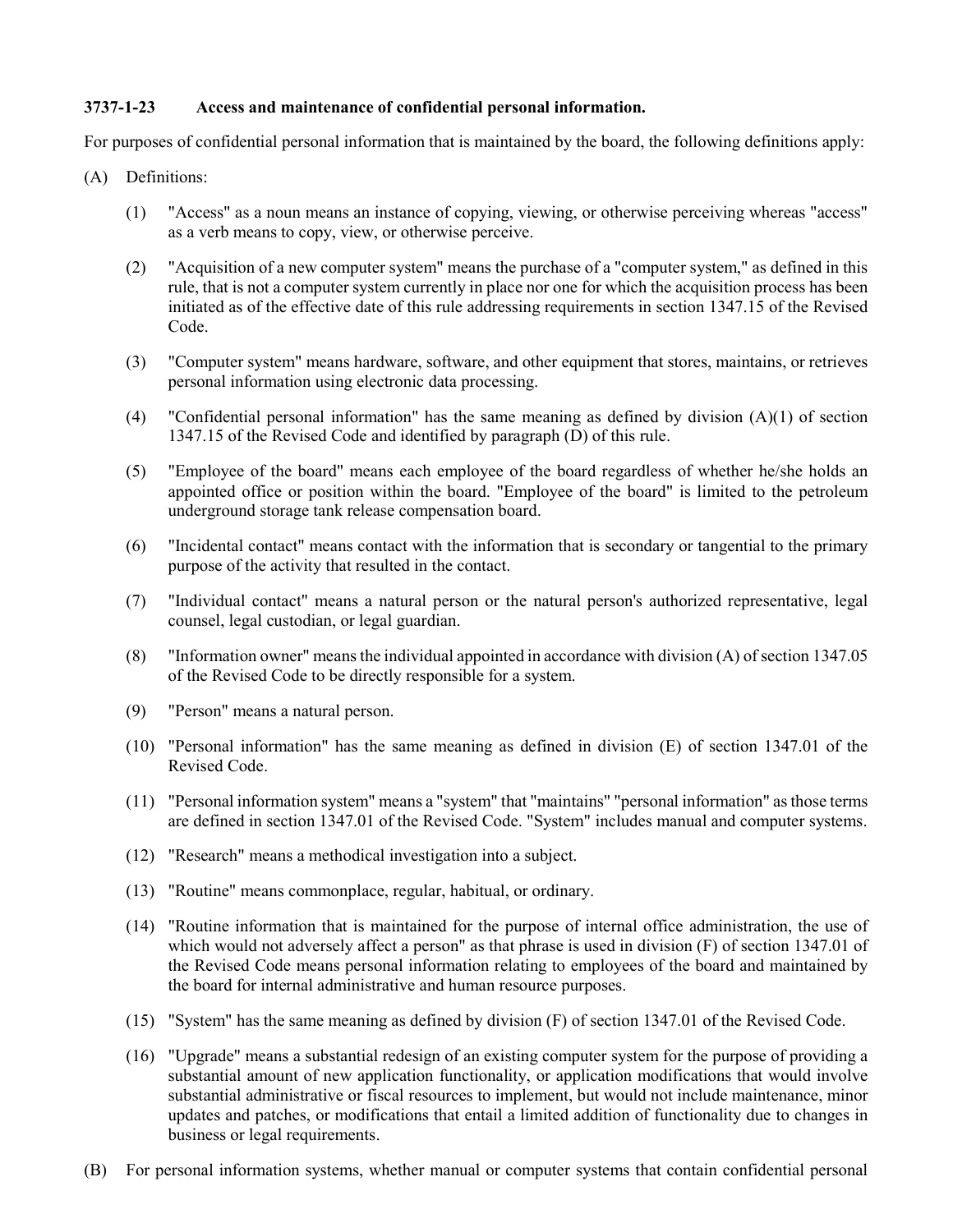**3737-1-23 Access and maintenance of confidential personal information.**

For purposes of confidential personal information that is maintained by the board, the following definitions apply:

(A) Definitions:

(1) "Access" as a noun means an instance of copying, viewing, or otherwise perceiving whereas "access" as a verb means to copy, view, or otherwise perceive.

(2) "Acquisition of a new computer system" means the purchase of a "computer system," as defined in this rule, that is not a computer system currently in place nor one for which the acquisition process has been initiated as of the effective date of this rule addressing requirements in section 1347.15 of the Revised Code.

(3) "Computer system" means hardware, software, and other equipment that stores, maintains, or retrieves personal information using electronic data processing.

(4) "Confidential personal information" has the same meaning as defined by division (A)(1) of section 1347.15 of the Revised Code and identified by paragraph (D) of this rule.

(5) "Employee of the board" means each employee of the board regardless of whether he/she holds an appointed office or position within the board. "Employee of the board" is limited to the petroleum underground storage tank release compensation board.

(6) "Incidental contact" means contact with the information that is secondary or tangential to the primary purpose of the activity that resulted in the contact.

(7) "Individual contact" means a natural person or the natural person's authorized representative, legal counsel, legal custodian, or legal guardian.

(8) "Information owner" means the individual appointed in accordance with division (A) of section 1347.05 of the Revised Code to be directly responsible for a system.

(9) "Person" means a natural person.

(10) "Personal information" has the same meaning as defined in division (E) of section 1347.01 of the Revised Code.

(11) "Personal information system" means a "system" that "maintains" "personal information" as those terms are defined in section 1347.01 of the Revised Code. "System" includes manual and computer systems.

(12) "Research" means a methodical investigation into a subject.

(13) "Routine" means commonplace, regular, habitual, or ordinary.

(14) "Routine information that is maintained for the purpose of internal office administration, the use of which would not adversely affect a person" as that phrase is used in division (F) of section 1347.01 of the Revised Code means personal information relating to employees of the board and maintained by the board for internal administrative and human resource purposes.

(15) "System" has the same meaning as defined by division (F) of section 1347.01 of the Revised Code.

(16) "Upgrade" means a substantial redesign of an existing computer system for the purpose of providing a substantial amount of new application functionality, or application modifications that would involve substantial administrative or fiscal resources to implement, but would not include maintenance, minor updates and patches, or modifications that entail a limited addition of functionality due to changes in business or legal requirements.

(B) For personal information systems, whether manual or computer systems that contain confidential personal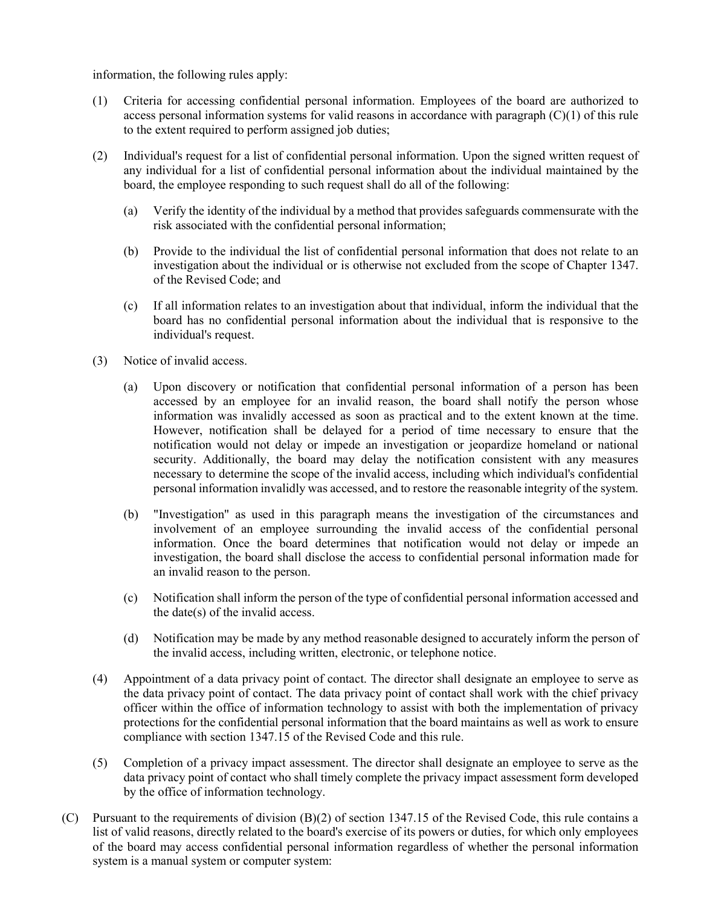information, the following rules apply:

(1) Criteria for accessing confidential personal information. Employees of the board are authorized to access personal information systems for valid reasons in accordance with paragraph (C)(1) of this rule to the extent required to perform assigned job duties;

(2) Individual's request for a list of confidential personal information. Upon the signed written request of any individual for a list of confidential personal information about the individual maintained by the board, the employee responding to such request shall do all of the following:

   (a) Verify the identity of the individual by a method that provides safeguards commensurate with the risk associated with the confidential personal information;

   (b) Provide to the individual the list of confidential personal information that does not relate to an investigation about the individual or is otherwise not excluded from the scope of Chapter 1347. of the Revised Code; and

   (c) If all information relates to an investigation about that individual, inform the individual that the board has no confidential personal information about the individual that is responsive to the individual's request.

(3) Notice of invalid access.

   (a) Upon discovery or notification that confidential personal information of a person has been accessed by an employee for an invalid reason, the board shall notify the person whose information was invalidly accessed as soon as practical and to the extent known at the time. However, notification shall be delayed for a period of time necessary to ensure that the notification would not delay or impede an investigation or jeopardize homeland or national security. Additionally, the board may delay the notification consistent with any measures necessary to determine the scope of the invalid access, including which individual's confidential personal information invalidly was accessed, and to restore the reasonable integrity of the system.

   (b) "Investigation" as used in this paragraph means the investigation of the circumstances and involvement of an employee surrounding the invalid access of the confidential personal information. Once the board determines that notification would not delay or impede an investigation, the board shall disclose the access to confidential personal information made for an invalid reason to the person.

   (c) Notification shall inform the person of the type of confidential personal information accessed and the date(s) of the invalid access.

   (d) Notification may be made by any method reasonable designed to accurately inform the person of the invalid access, including written, electronic, or telephone notice.

(4) Appointment of a data privacy point of contact. The director shall designate an employee to serve as the data privacy point of contact. The data privacy point of contact shall work with the chief privacy officer within the office of information technology to assist with both the implementation of privacy protections for the confidential personal information that the board maintains as well as work to ensure compliance with section 1347.15 of the Revised Code and this rule.

(5) Completion of a privacy impact assessment. The director shall designate an employee to serve as the data privacy point of contact who shall timely complete the privacy impact assessment form developed by the office of information technology.

(C) Pursuant to the requirements of division (B)(2) of section 1347.15 of the Revised Code, this rule contains a list of valid reasons, directly related to the board's exercise of its powers or duties, for which only employees of the board may access confidential personal information regardless of whether the personal information system is a manual system or computer system: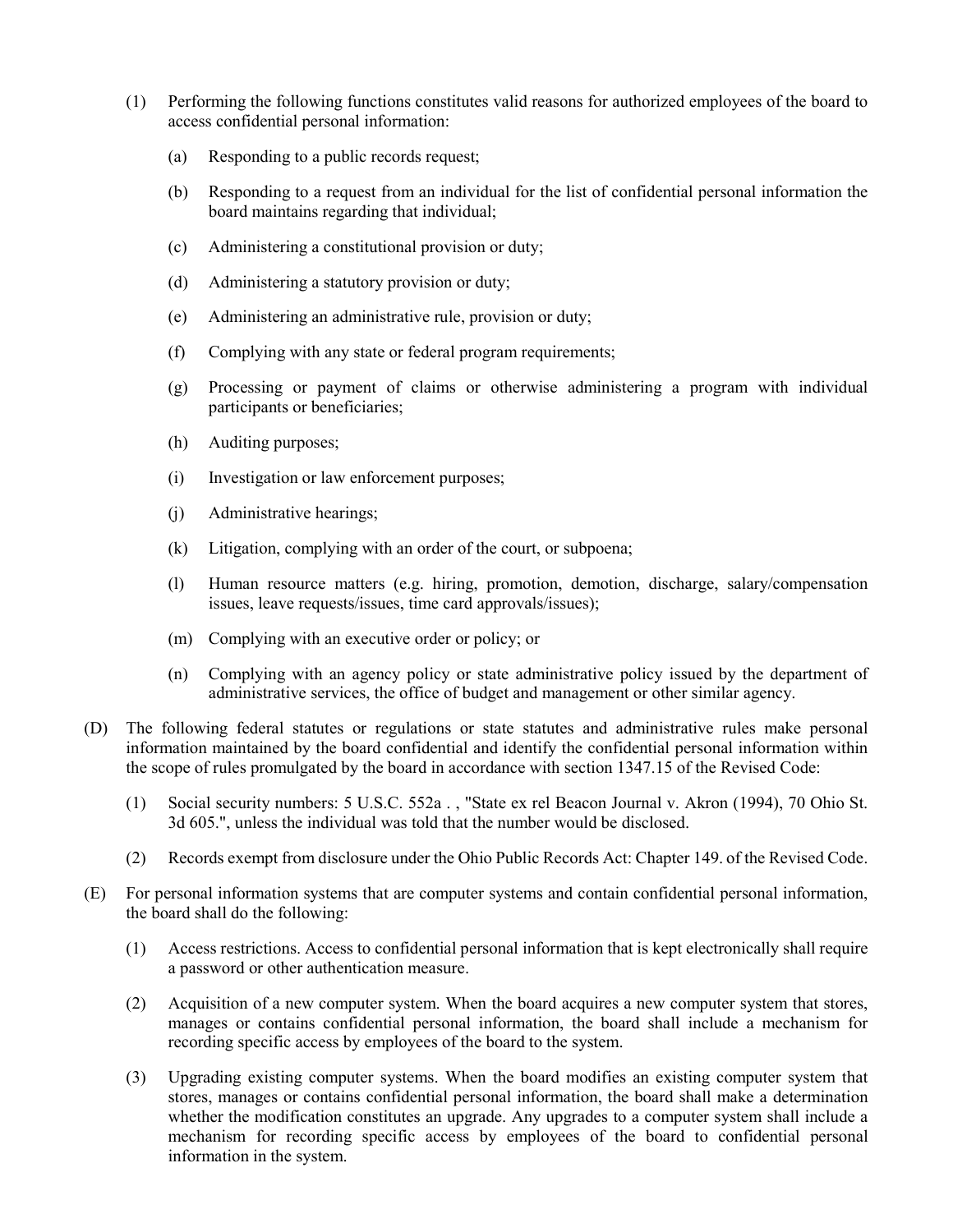(1) Performing the following functions constitutes valid reasons for authorized employees of the board to access confidential personal information:

   (a) Responding to a public records request;

   (b) Responding to a request from an individual for the list of confidential personal information the board maintains regarding that individual;

   (c) Administering a constitutional provision or duty;

   (d) Administering a statutory provision or duty;

   (e) Administering an administrative rule, provision or duty;

   (f) Complying with any state or federal program requirements;

   (g) Processing or payment of claims or otherwise administering a program with individual participants or beneficiaries;

   (h) Auditing purposes;

   (i) Investigation or law enforcement purposes;

   (j) Administrative hearings;

   (k) Litigation, complying with an order of the court, or subpoena;

   (l) Human resource matters (e.g. hiring, promotion, demotion, discharge, salary/compensation issues, leave requests/issues, time card approvals/issues);

   (m) Complying with an executive order or policy; or

   (n) Complying with an agency policy or state administrative policy issued by the department of administrative services, the office of budget and management or other similar agency.

(D) The following federal statutes or regulations or state statutes and administrative rules make personal information maintained by the board confidential and identify the confidential personal information within the scope of rules promulgated by the board in accordance with section 1347.15 of the Revised Code:

   (1) Social security numbers: 5 U.S.C. 552a . , "State ex rel Beacon Journal v. Akron (1994), 70 Ohio St. 3d 605.", unless the individual was told that the number would be disclosed.

   (2) Records exempt from disclosure under the Ohio Public Records Act: Chapter 149. of the Revised Code.

(E) For personal information systems that are computer systems and contain confidential personal information, the board shall do the following:

   (1) Access restrictions. Access to confidential personal information that is kept electronically shall require a password or other authentication measure.

   (2) Acquisition of a new computer system. When the board acquires a new computer system that stores, manages or contains confidential personal information, the board shall include a mechanism for recording specific access by employees of the board to the system.

   (3) Upgrading existing computer systems. When the board modifies an existing computer system that stores, manages or contains confidential personal information, the board shall make a determination whether the modification constitutes an upgrade. Any upgrades to a computer system shall include a mechanism for recording specific access by employees of the board to confidential personal information in the system.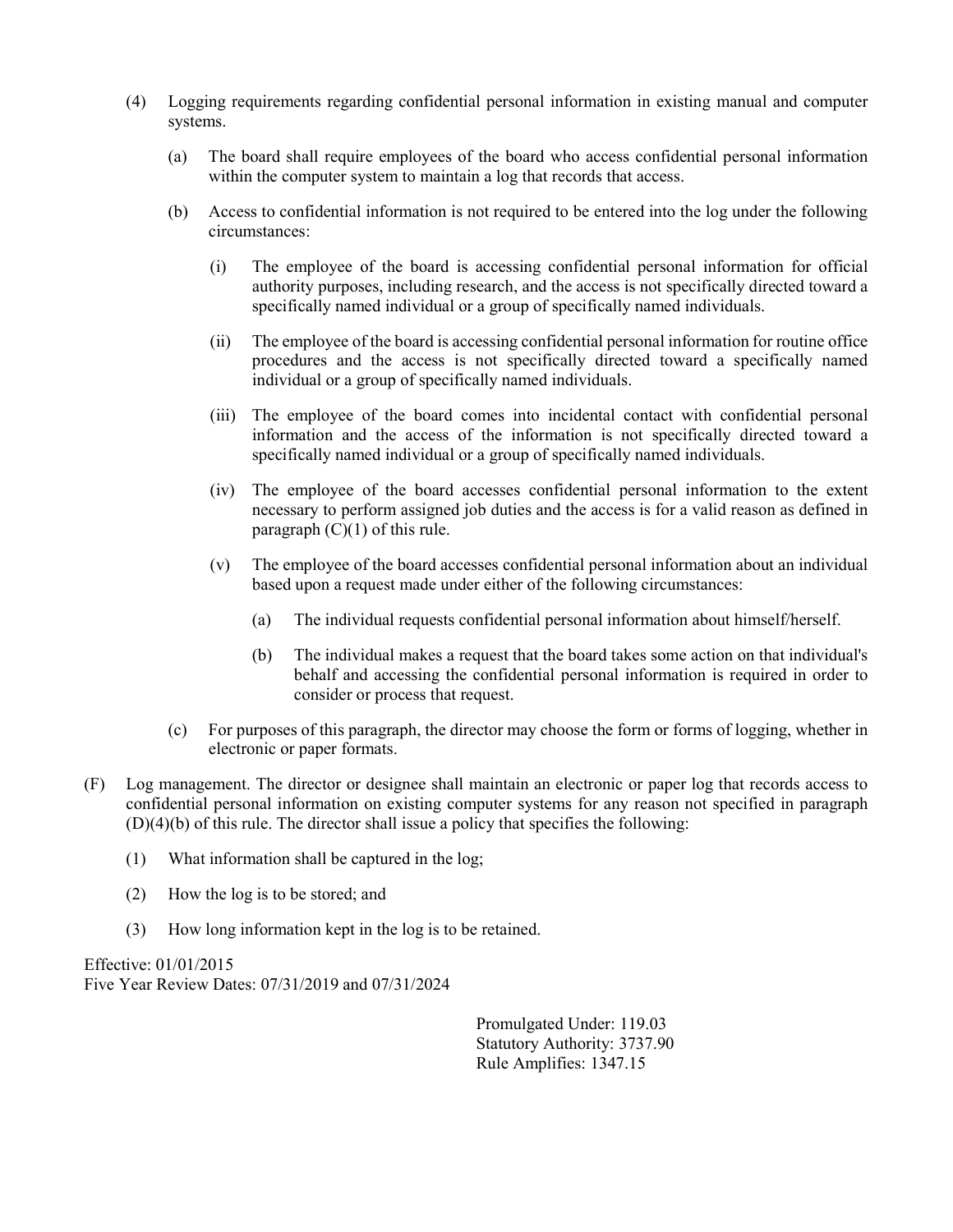(4) Logging requirements regarding confidential personal information in existing manual and computer systems.

(a) The board shall require employees of the board who access confidential personal information within the computer system to maintain a log that records that access.

(b) Access to confidential information is not required to be entered into the log under the following circumstances:

(i) The employee of the board is accessing confidential personal information for official authority purposes, including research, and the access is not specifically directed toward a specifically named individual or a group of specifically named individuals.

(ii) The employee of the board is accessing confidential personal information for routine office procedures and the access is not specifically directed toward a specifically named individual or a group of specifically named individuals.

(iii) The employee of the board comes into incidental contact with confidential personal information and the access of the information is not specifically directed toward a specifically named individual or a group of specifically named individuals.

(iv) The employee of the board accesses confidential personal information to the extent necessary to perform assigned job duties and the access is for a valid reason as defined in paragraph (C)(1) of this rule.

(v) The employee of the board accesses confidential personal information about an individual based upon a request made under either of the following circumstances:

(a) The individual requests confidential personal information about himself/herself.

(b) The individual makes a request that the board takes some action on that individual's behalf and accessing the confidential personal information is required in order to consider or process that request.

(c) For purposes of this paragraph, the director may choose the form or forms of logging, whether in electronic or paper formats.

(F) Log management. The director or designee shall maintain an electronic or paper log that records access to confidential personal information on existing computer systems for any reason not specified in paragraph (D)(4)(b) of this rule. The director shall issue a policy that specifies the following:

(1) What information shall be captured in the log;

(2) How the log is to be stored; and

(3) How long information kept in the log is to be retained.

Effective: 01/01/2015
Five Year Review Dates: 07/31/2019 and 07/31/2024

Promulgated Under: 119.03
Statutory Authority: 3737.90
Rule Amplifies: 1347.15